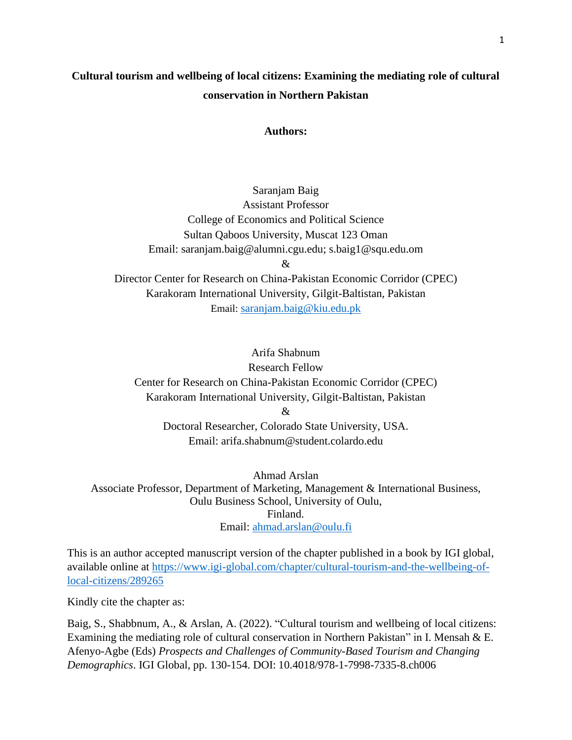# Cultural tourism and wellbeing of local citizens: Examining the mediating role of cultural conservation in Northern Pakistan

**Authors:**

Saranjam Baig
Assistant Professor
College of Economics and Political Science
Sultan Qaboos University, Muscat 123 Oman
Email: saranjam.baig@alumni.cgu.edu; s.baig1@squ.edu.om
&
Director Center for Research on China-Pakistan Economic Corridor (CPEC)
Karakoram International University, Gilgit-Baltistan, Pakistan
Email: saranjam.baig@kiu.edu.pk

Arifa Shabnum
Research Fellow
Center for Research on China-Pakistan Economic Corridor (CPEC)
Karakoram International University, Gilgit-Baltistan, Pakistan
&
Doctoral Researcher, Colorado State University, USA.
Email: arifa.shabnum@student.colardo.edu

Ahmad Arslan
Associate Professor, Department of Marketing, Management & International Business,
Oulu Business School, University of Oulu,
Finland.
Email: ahmad.arslan@oulu.fi

This is an author accepted manuscript version of the chapter published in a book by IGI global, available online at https://www.igi-global.com/chapter/cultural-tourism-and-the-wellbeing-of-local-citizens/289265

Kindly cite the chapter as:

Baig, S., Shabbnum, A., & Arslan, A. (2022). "Cultural tourism and wellbeing of local citizens: Examining the mediating role of cultural conservation in Northern Pakistan" in I. Mensah & E. Afenyo-Agbe (Eds) *Prospects and Challenges of Community-Based Tourism and Changing Demographics*. IGI Global, pp. 130-154. DOI: 10.4018/978-1-7998-7335-8.ch006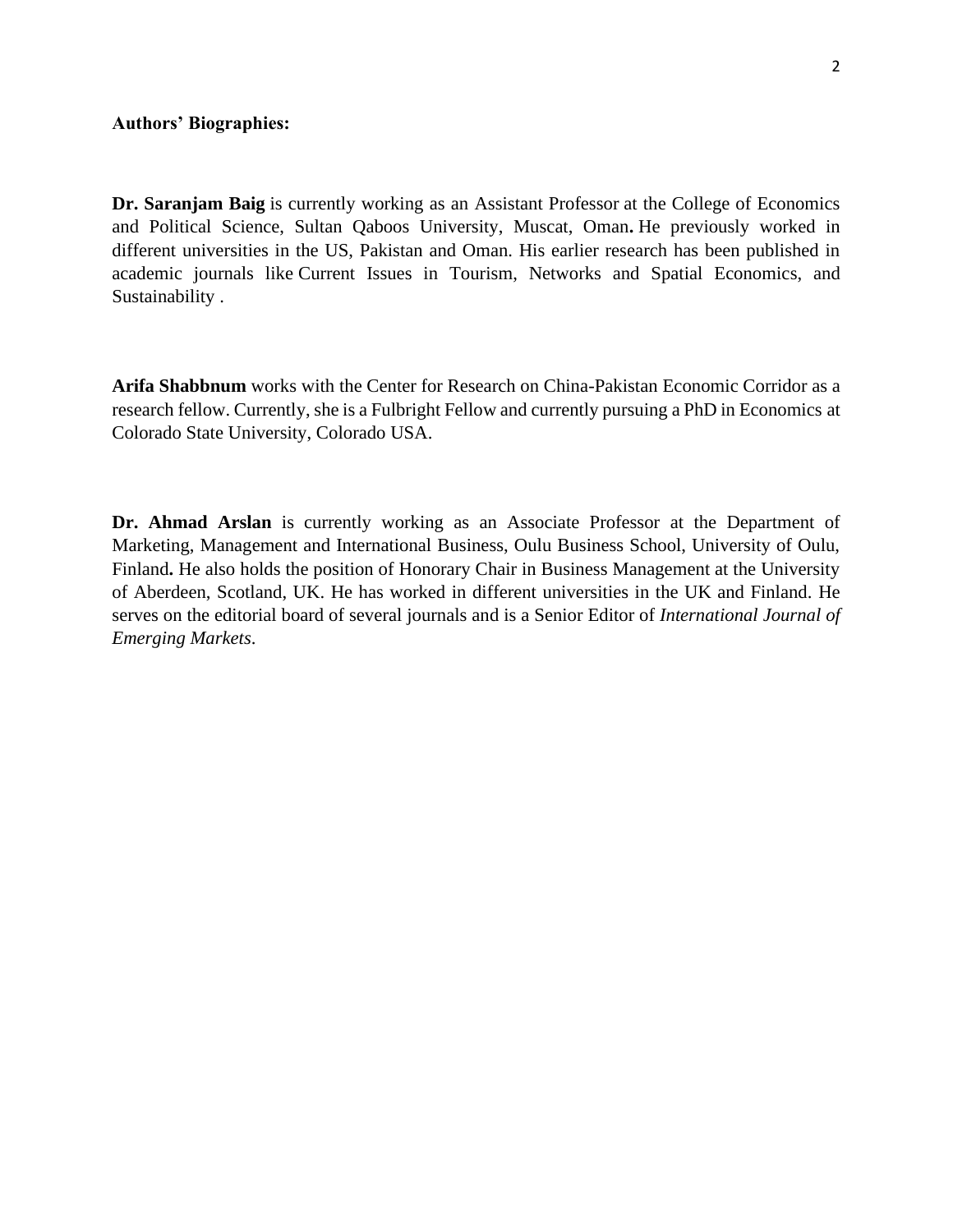**Authors' Biographies:**

**Dr. Saranjam Baig** is currently working as an Assistant Professor at the College of Economics and Political Science, Sultan Qaboos University, Muscat, Oman**.** He previously worked in different universities in the US, Pakistan and Oman. His earlier research has been published in academic journals like Current Issues in Tourism, Networks and Spatial Economics, and Sustainability .

**Arifa Shabbnum** works with the Center for Research on China-Pakistan Economic Corridor as a research fellow. Currently, she is a Fulbright Fellow and currently pursuing a PhD in Economics at Colorado State University, Colorado USA.

**Dr. Ahmad Arslan** is currently working as an Associate Professor at the Department of Marketing, Management and International Business, Oulu Business School, University of Oulu, Finland**.** He also holds the position of Honorary Chair in Business Management at the University of Aberdeen, Scotland, UK. He has worked in different universities in the UK and Finland. He serves on the editorial board of several journals and is a Senior Editor of *International Journal of Emerging Markets*.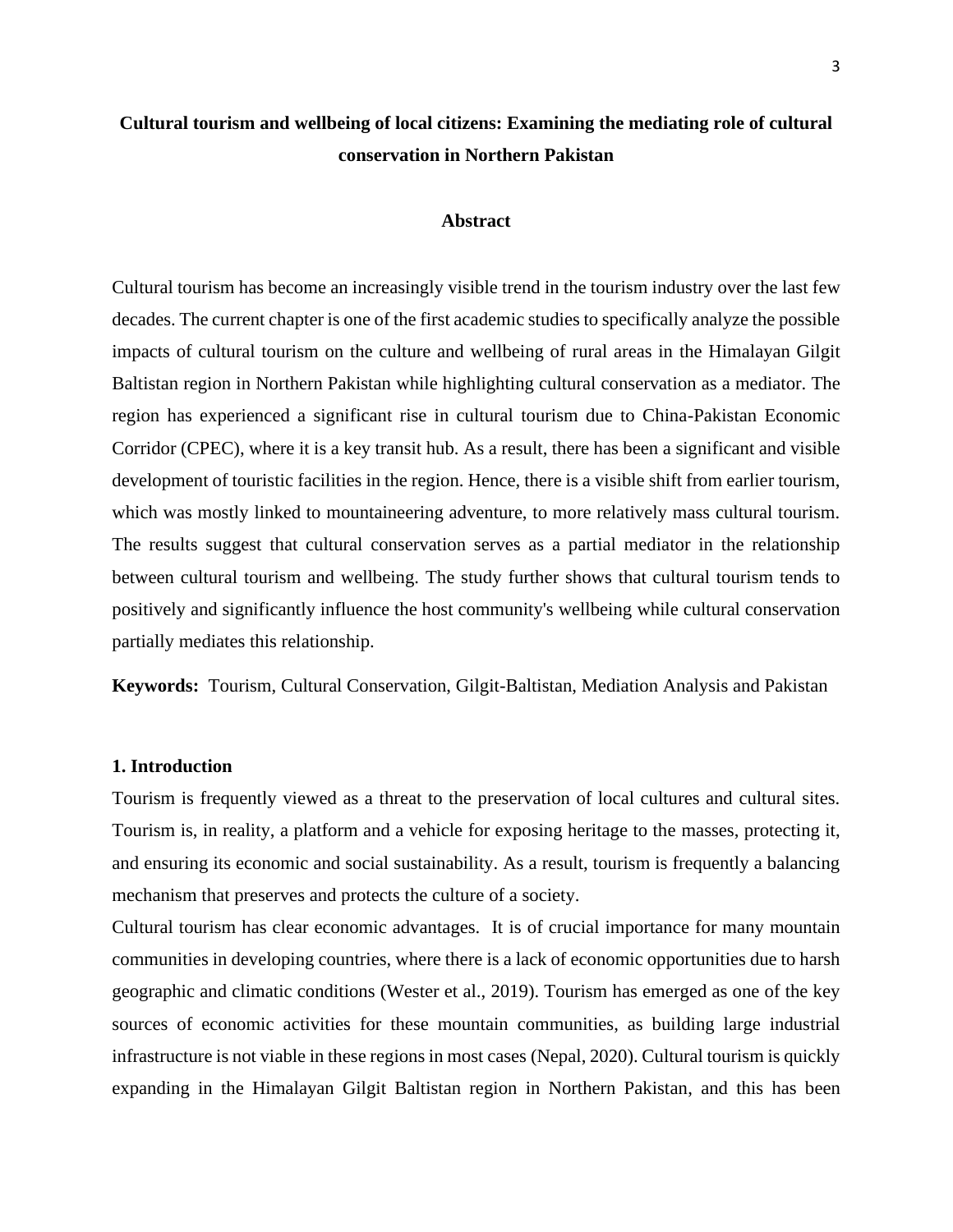# Cultural tourism and wellbeing of local citizens: Examining the mediating role of cultural conservation in Northern Pakistan

## Abstract

Cultural tourism has become an increasingly visible trend in the tourism industry over the last few decades. The current chapter is one of the first academic studies to specifically analyze the possible impacts of cultural tourism on the culture and wellbeing of rural areas in the Himalayan Gilgit Baltistan region in Northern Pakistan while highlighting cultural conservation as a mediator. The region has experienced a significant rise in cultural tourism due to China-Pakistan Economic Corridor (CPEC), where it is a key transit hub. As a result, there has been a significant and visible development of touristic facilities in the region. Hence, there is a visible shift from earlier tourism, which was mostly linked to mountaineering adventure, to more relatively mass cultural tourism. The results suggest that cultural conservation serves as a partial mediator in the relationship between cultural tourism and wellbeing. The study further shows that cultural tourism tends to positively and significantly influence the host community's wellbeing while cultural conservation partially mediates this relationship.

**Keywords:** Tourism, Cultural Conservation, Gilgit-Baltistan, Mediation Analysis and Pakistan

## 1. Introduction

Tourism is frequently viewed as a threat to the preservation of local cultures and cultural sites. Tourism is, in reality, a platform and a vehicle for exposing heritage to the masses, protecting it, and ensuring its economic and social sustainability. As a result, tourism is frequently a balancing mechanism that preserves and protects the culture of a society.

Cultural tourism has clear economic advantages. It is of crucial importance for many mountain communities in developing countries, where there is a lack of economic opportunities due to harsh geographic and climatic conditions (Wester et al., 2019). Tourism has emerged as one of the key sources of economic activities for these mountain communities, as building large industrial infrastructure is not viable in these regions in most cases (Nepal, 2020). Cultural tourism is quickly expanding in the Himalayan Gilgit Baltistan region in Northern Pakistan, and this has been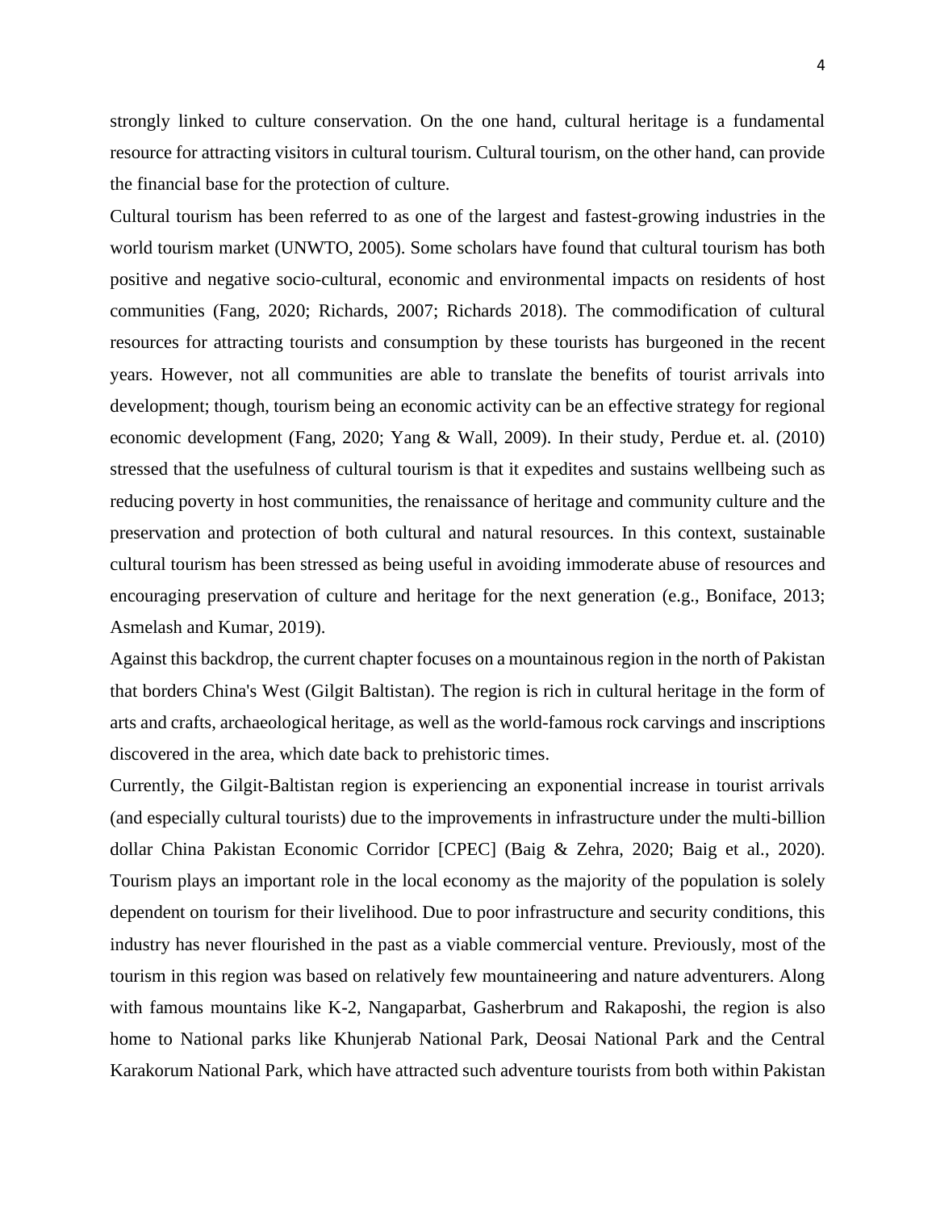strongly linked to culture conservation. On the one hand, cultural heritage is a fundamental resource for attracting visitors in cultural tourism. Cultural tourism, on the other hand, can provide the financial base for the protection of culture.

Cultural tourism has been referred to as one of the largest and fastest-growing industries in the world tourism market (UNWTO, 2005). Some scholars have found that cultural tourism has both positive and negative socio-cultural, economic and environmental impacts on residents of host communities (Fang, 2020; Richards, 2007; Richards 2018). The commodification of cultural resources for attracting tourists and consumption by these tourists has burgeoned in the recent years. However, not all communities are able to translate the benefits of tourist arrivals into development; though, tourism being an economic activity can be an effective strategy for regional economic development (Fang, 2020; Yang & Wall, 2009). In their study, Perdue et. al. (2010) stressed that the usefulness of cultural tourism is that it expedites and sustains wellbeing such as reducing poverty in host communities, the renaissance of heritage and community culture and the preservation and protection of both cultural and natural resources. In this context, sustainable cultural tourism has been stressed as being useful in avoiding immoderate abuse of resources and encouraging preservation of culture and heritage for the next generation (e.g., Boniface, 2013; Asmelash and Kumar, 2019).

Against this backdrop, the current chapter focuses on a mountainous region in the north of Pakistan that borders China's West (Gilgit Baltistan). The region is rich in cultural heritage in the form of arts and crafts, archaeological heritage, as well as the world-famous rock carvings and inscriptions discovered in the area, which date back to prehistoric times.

Currently, the Gilgit-Baltistan region is experiencing an exponential increase in tourist arrivals (and especially cultural tourists) due to the improvements in infrastructure under the multi-billion dollar China Pakistan Economic Corridor [CPEC] (Baig & Zehra, 2020; Baig et al., 2020). Tourism plays an important role in the local economy as the majority of the population is solely dependent on tourism for their livelihood. Due to poor infrastructure and security conditions, this industry has never flourished in the past as a viable commercial venture. Previously, most of the tourism in this region was based on relatively few mountaineering and nature adventurers. Along with famous mountains like K-2, Nangaparbat, Gasherbrum and Rakaposhi, the region is also home to National parks like Khunjerab National Park, Deosai National Park and the Central Karakorum National Park, which have attracted such adventure tourists from both within Pakistan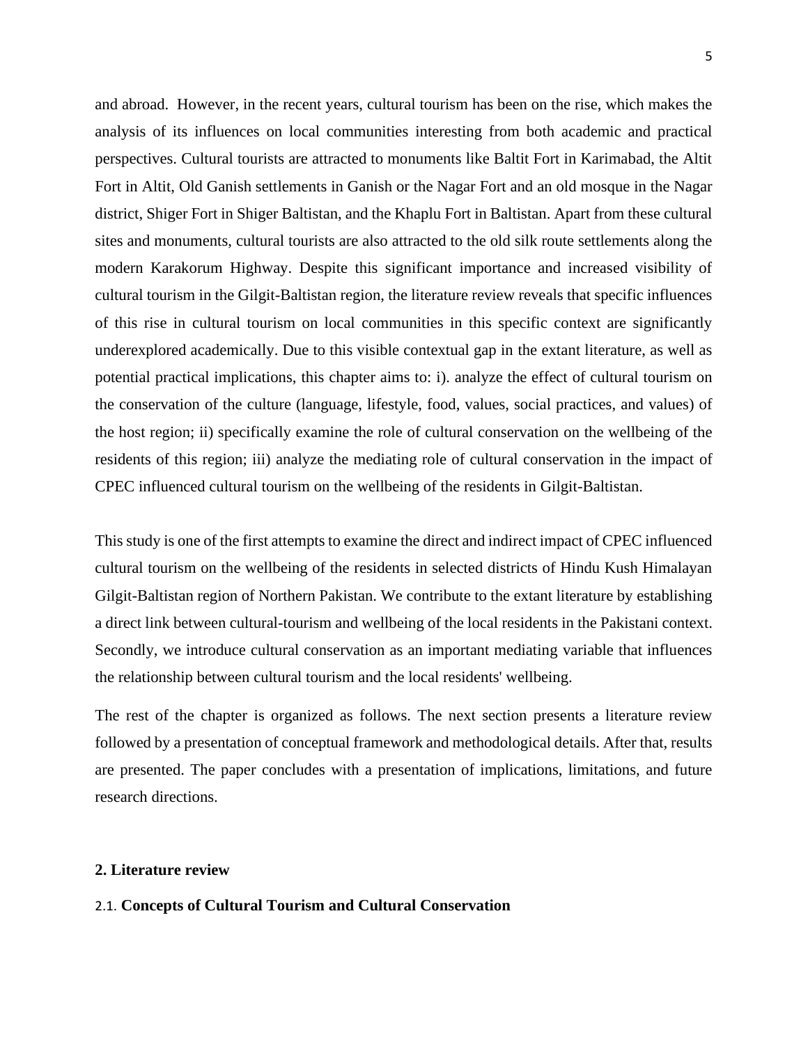and abroad. However, in the recent years, cultural tourism has been on the rise, which makes the analysis of its influences on local communities interesting from both academic and practical perspectives. Cultural tourists are attracted to monuments like Baltit Fort in Karimabad, the Altit Fort in Altit, Old Ganish settlements in Ganish or the Nagar Fort and an old mosque in the Nagar district, Shiger Fort in Shiger Baltistan, and the Khaplu Fort in Baltistan. Apart from these cultural sites and monuments, cultural tourists are also attracted to the old silk route settlements along the modern Karakorum Highway. Despite this significant importance and increased visibility of cultural tourism in the Gilgit-Baltistan region, the literature review reveals that specific influences of this rise in cultural tourism on local communities in this specific context are significantly underexplored academically. Due to this visible contextual gap in the extant literature, as well as potential practical implications, this chapter aims to: i). analyze the effect of cultural tourism on the conservation of the culture (language, lifestyle, food, values, social practices, and values) of the host region; ii) specifically examine the role of cultural conservation on the wellbeing of the residents of this region; iii) analyze the mediating role of cultural conservation in the impact of CPEC influenced cultural tourism on the wellbeing of the residents in Gilgit-Baltistan.

This study is one of the first attempts to examine the direct and indirect impact of CPEC influenced cultural tourism on the wellbeing of the residents in selected districts of Hindu Kush Himalayan Gilgit-Baltistan region of Northern Pakistan. We contribute to the extant literature by establishing a direct link between cultural-tourism and wellbeing of the local residents in the Pakistani context. Secondly, we introduce cultural conservation as an important mediating variable that influences the relationship between cultural tourism and the local residents' wellbeing.

The rest of the chapter is organized as follows. The next section presents a literature review followed by a presentation of conceptual framework and methodological details. After that, results are presented. The paper concludes with a presentation of implications, limitations, and future research directions.

## 2. Literature review

### 2.1. Concepts of Cultural Tourism and Cultural Conservation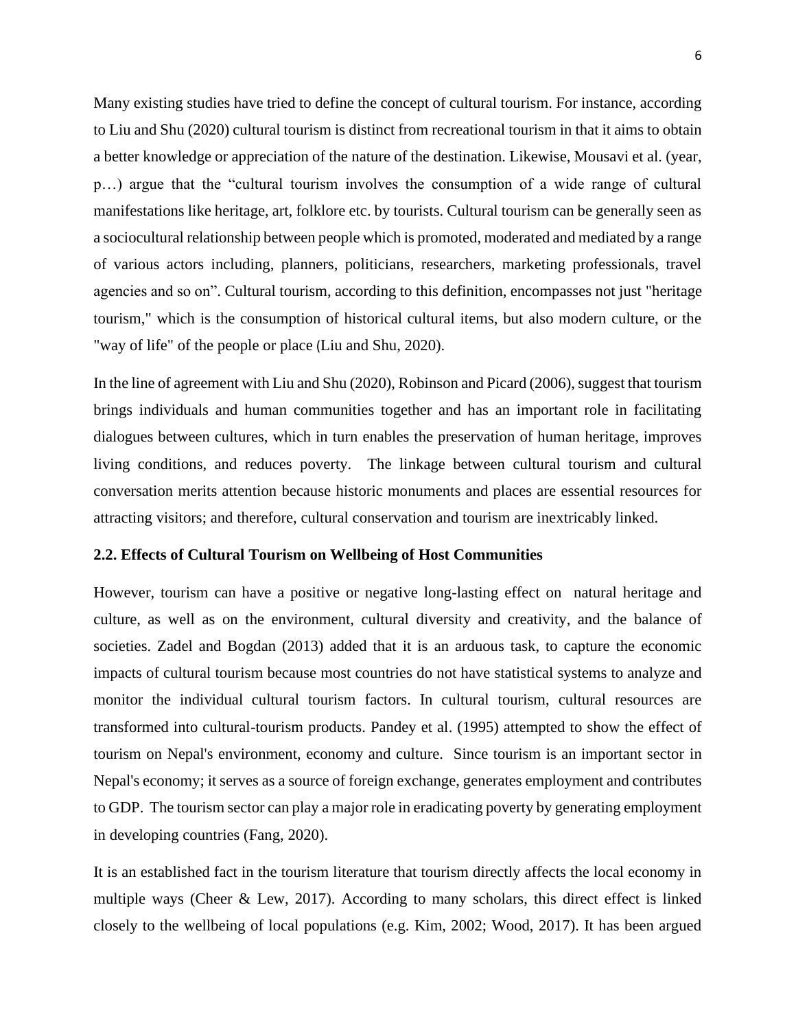Many existing studies have tried to define the concept of cultural tourism. For instance, according to Liu and Shu (2020) cultural tourism is distinct from recreational tourism in that it aims to obtain a better knowledge or appreciation of the nature of the destination. Likewise, Mousavi et al. (year, p…) argue that the "cultural tourism involves the consumption of a wide range of cultural manifestations like heritage, art, folklore etc. by tourists. Cultural tourism can be generally seen as a sociocultural relationship between people which is promoted, moderated and mediated by a range of various actors including, planners, politicians, researchers, marketing professionals, travel agencies and so on". Cultural tourism, according to this definition, encompasses not just "heritage tourism," which is the consumption of historical cultural items, but also modern culture, or the "way of life" of the people or place (Liu and Shu, 2020).

In the line of agreement with Liu and Shu (2020), Robinson and Picard (2006), suggest that tourism brings individuals and human communities together and has an important role in facilitating dialogues between cultures, which in turn enables the preservation of human heritage, improves living conditions, and reduces poverty. The linkage between cultural tourism and cultural conversation merits attention because historic monuments and places are essential resources for attracting visitors; and therefore, cultural conservation and tourism are inextricably linked.

### 2.2. Effects of Cultural Tourism on Wellbeing of Host Communities

However, tourism can have a positive or negative long-lasting effect on natural heritage and culture, as well as on the environment, cultural diversity and creativity, and the balance of societies. Zadel and Bogdan (2013) added that it is an arduous task, to capture the economic impacts of cultural tourism because most countries do not have statistical systems to analyze and monitor the individual cultural tourism factors. In cultural tourism, cultural resources are transformed into cultural-tourism products. Pandey et al. (1995) attempted to show the effect of tourism on Nepal's environment, economy and culture. Since tourism is an important sector in Nepal's economy; it serves as a source of foreign exchange, generates employment and contributes to GDP. The tourism sector can play a major role in eradicating poverty by generating employment in developing countries (Fang, 2020).

It is an established fact in the tourism literature that tourism directly affects the local economy in multiple ways (Cheer & Lew, 2017). According to many scholars, this direct effect is linked closely to the wellbeing of local populations (e.g. Kim, 2002; Wood, 2017). It has been argued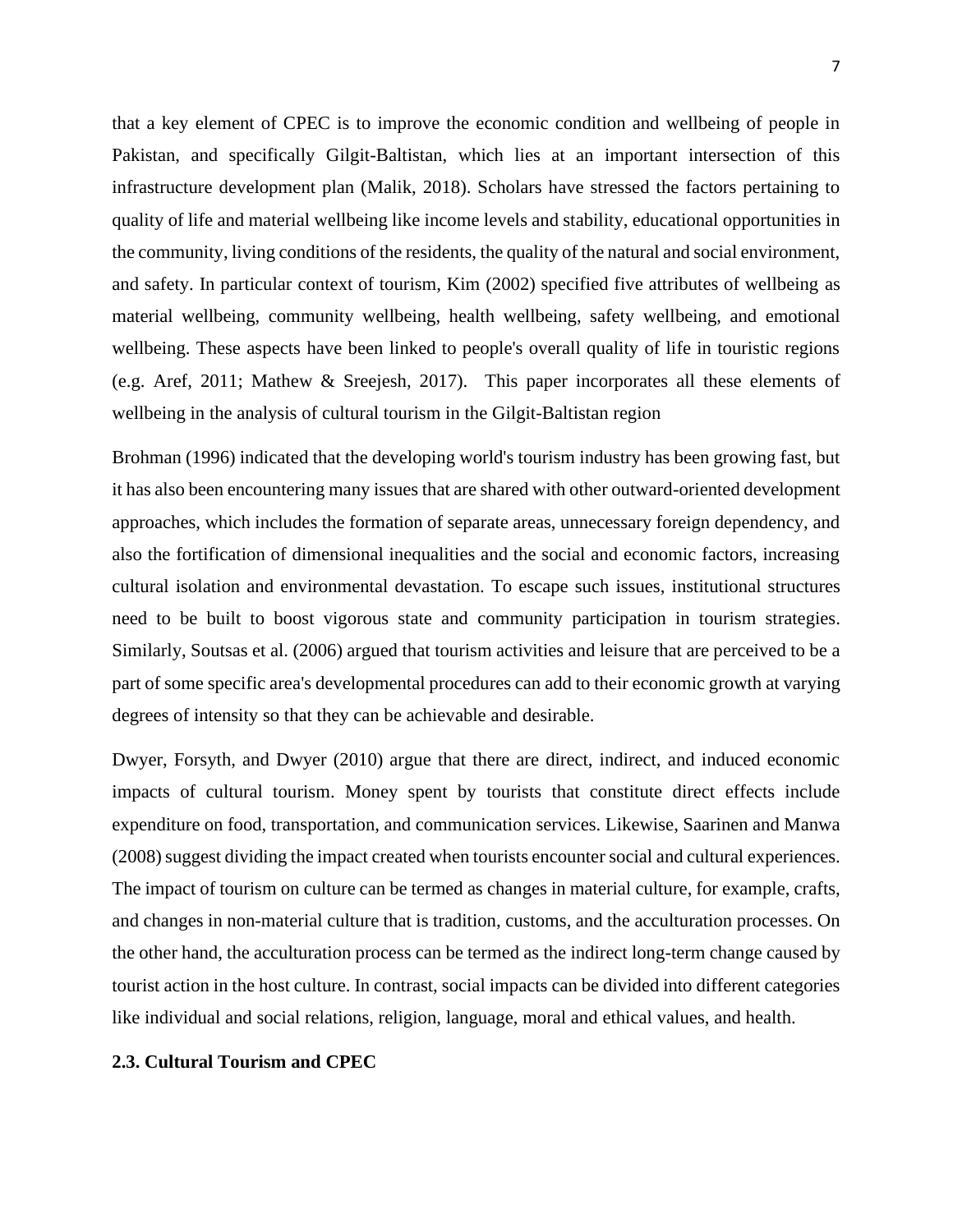that a key element of CPEC is to improve the economic condition and wellbeing of people in Pakistan, and specifically Gilgit-Baltistan, which lies at an important intersection of this infrastructure development plan (Malik, 2018). Scholars have stressed the factors pertaining to quality of life and material wellbeing like income levels and stability, educational opportunities in the community, living conditions of the residents, the quality of the natural and social environment, and safety. In particular context of tourism, Kim (2002) specified five attributes of wellbeing as material wellbeing, community wellbeing, health wellbeing, safety wellbeing, and emotional wellbeing. These aspects have been linked to people's overall quality of life in touristic regions (e.g. Aref, 2011; Mathew & Sreejesh, 2017). This paper incorporates all these elements of wellbeing in the analysis of cultural tourism in the Gilgit-Baltistan region

Brohman (1996) indicated that the developing world's tourism industry has been growing fast, but it has also been encountering many issues that are shared with other outward-oriented development approaches, which includes the formation of separate areas, unnecessary foreign dependency, and also the fortification of dimensional inequalities and the social and economic factors, increasing cultural isolation and environmental devastation. To escape such issues, institutional structures need to be built to boost vigorous state and community participation in tourism strategies. Similarly, Soutsas et al. (2006) argued that tourism activities and leisure that are perceived to be a part of some specific area's developmental procedures can add to their economic growth at varying degrees of intensity so that they can be achievable and desirable.

Dwyer, Forsyth, and Dwyer (2010) argue that there are direct, indirect, and induced economic impacts of cultural tourism. Money spent by tourists that constitute direct effects include expenditure on food, transportation, and communication services. Likewise, Saarinen and Manwa (2008) suggest dividing the impact created when tourists encounter social and cultural experiences. The impact of tourism on culture can be termed as changes in material culture, for example, crafts, and changes in non-material culture that is tradition, customs, and the acculturation processes. On the other hand, the acculturation process can be termed as the indirect long-term change caused by tourist action in the host culture. In contrast, social impacts can be divided into different categories like individual and social relations, religion, language, moral and ethical values, and health.

### 2.3. Cultural Tourism and CPEC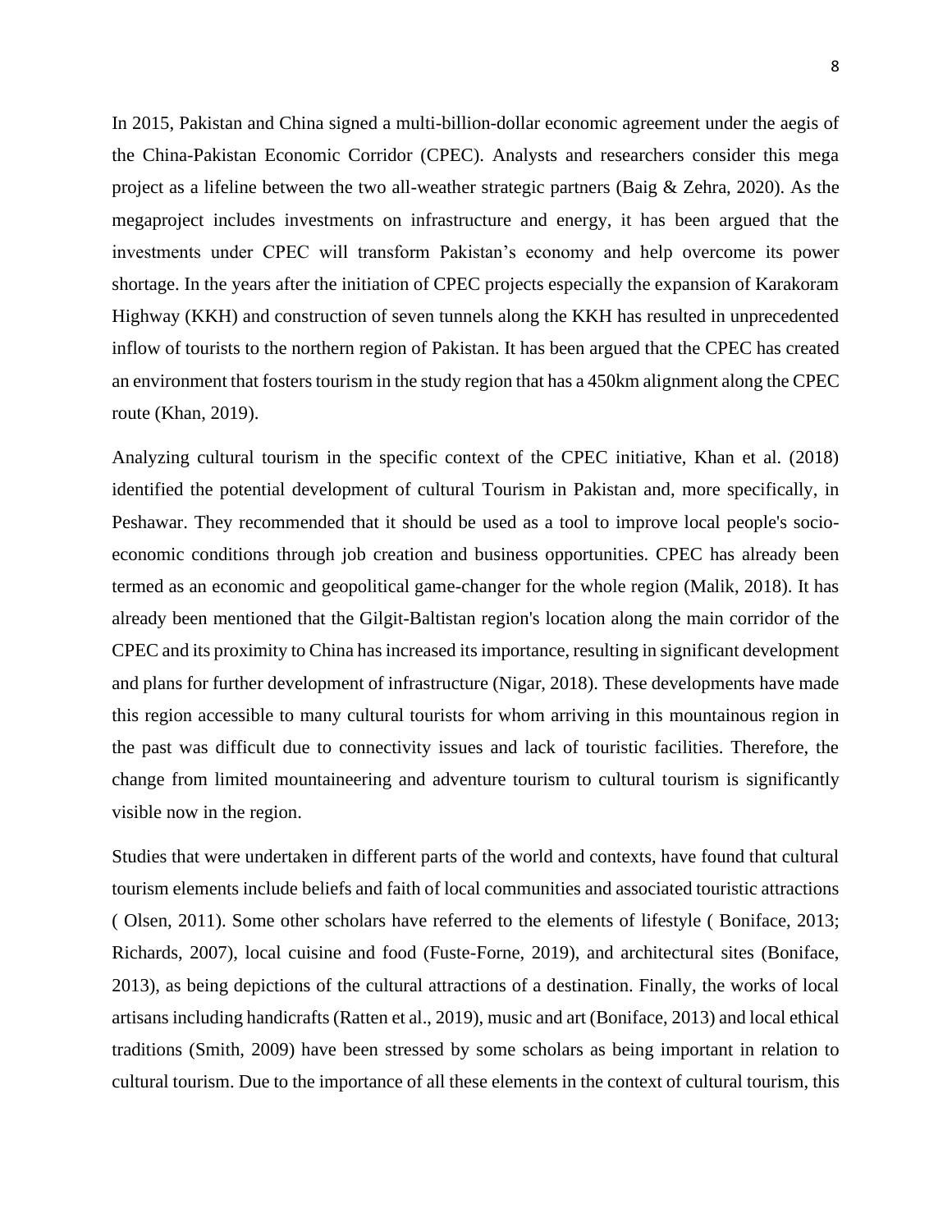In 2015, Pakistan and China signed a multi-billion-dollar economic agreement under the aegis of the China-Pakistan Economic Corridor (CPEC). Analysts and researchers consider this mega project as a lifeline between the two all-weather strategic partners (Baig & Zehra, 2020). As the megaproject includes investments on infrastructure and energy, it has been argued that the investments under CPEC will transform Pakistan's economy and help overcome its power shortage. In the years after the initiation of CPEC projects especially the expansion of Karakoram Highway (KKH) and construction of seven tunnels along the KKH has resulted in unprecedented inflow of tourists to the northern region of Pakistan. It has been argued that the CPEC has created an environment that fosters tourism in the study region that has a 450km alignment along the CPEC route (Khan, 2019).

Analyzing cultural tourism in the specific context of the CPEC initiative, Khan et al. (2018) identified the potential development of cultural Tourism in Pakistan and, more specifically, in Peshawar. They recommended that it should be used as a tool to improve local people's socio-economic conditions through job creation and business opportunities. CPEC has already been termed as an economic and geopolitical game-changer for the whole region (Malik, 2018). It has already been mentioned that the Gilgit-Baltistan region's location along the main corridor of the CPEC and its proximity to China has increased its importance, resulting in significant development and plans for further development of infrastructure (Nigar, 2018). These developments have made this region accessible to many cultural tourists for whom arriving in this mountainous region in the past was difficult due to connectivity issues and lack of touristic facilities. Therefore, the change from limited mountaineering and adventure tourism to cultural tourism is significantly visible now in the region.

Studies that were undertaken in different parts of the world and contexts, have found that cultural tourism elements include beliefs and faith of local communities and associated touristic attractions ( Olsen, 2011). Some other scholars have referred to the elements of lifestyle ( Boniface, 2013; Richards, 2007), local cuisine and food (Fuste-Forne, 2019), and architectural sites (Boniface, 2013), as being depictions of the cultural attractions of a destination. Finally, the works of local artisans including handicrafts (Ratten et al., 2019), music and art (Boniface, 2013) and local ethical traditions (Smith, 2009) have been stressed by some scholars as being important in relation to cultural tourism. Due to the importance of all these elements in the context of cultural tourism, this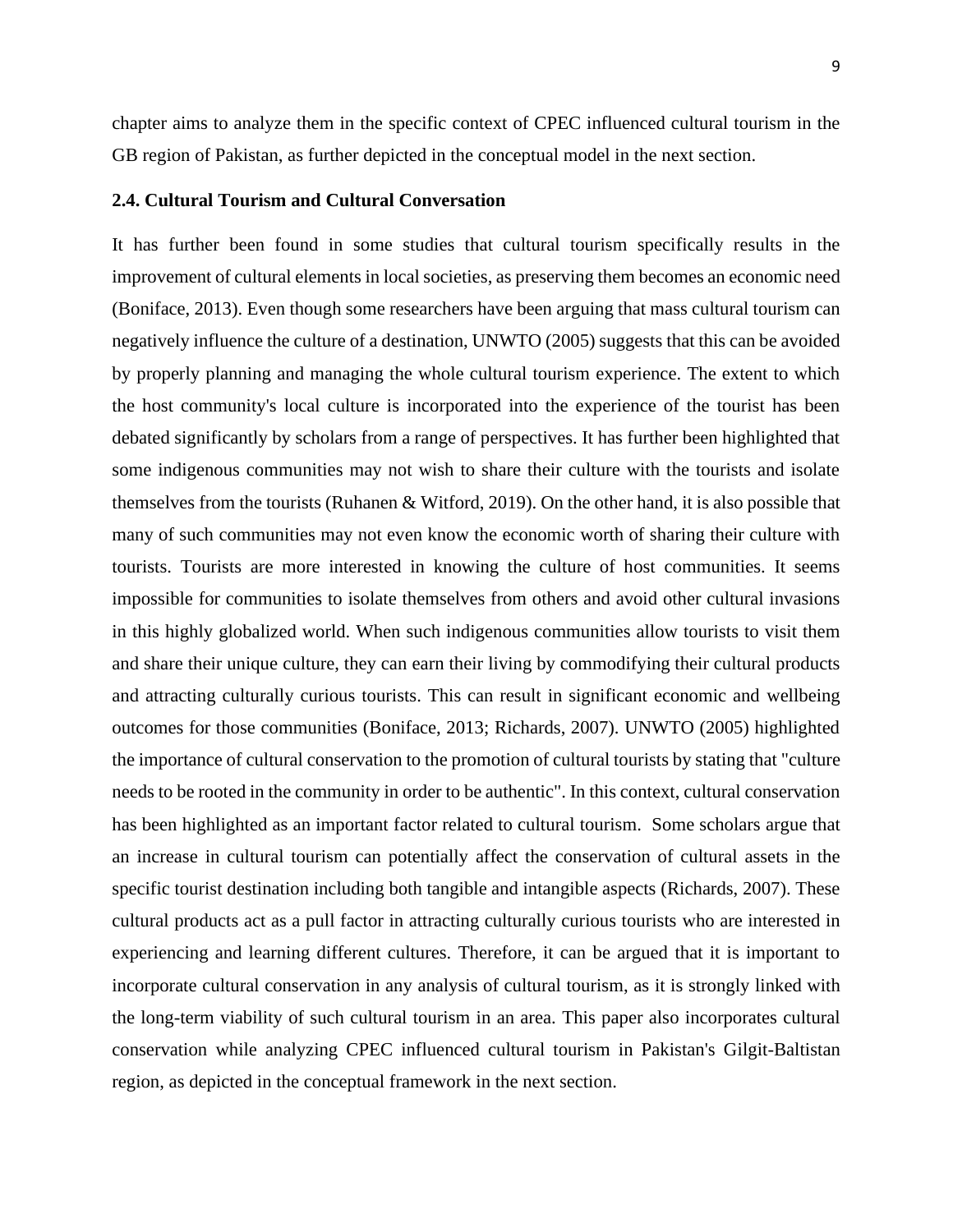chapter aims to analyze them in the specific context of CPEC influenced cultural tourism in the GB region of Pakistan, as further depicted in the conceptual model in the next section.

## 2.4. Cultural Tourism and Cultural Conversation

It has further been found in some studies that cultural tourism specifically results in the improvement of cultural elements in local societies, as preserving them becomes an economic need (Boniface, 2013). Even though some researchers have been arguing that mass cultural tourism can negatively influence the culture of a destination, UNWTO (2005) suggests that this can be avoided by properly planning and managing the whole cultural tourism experience. The extent to which the host community's local culture is incorporated into the experience of the tourist has been debated significantly by scholars from a range of perspectives. It has further been highlighted that some indigenous communities may not wish to share their culture with the tourists and isolate themselves from the tourists (Ruhanen & Witford, 2019). On the other hand, it is also possible that many of such communities may not even know the economic worth of sharing their culture with tourists. Tourists are more interested in knowing the culture of host communities. It seems impossible for communities to isolate themselves from others and avoid other cultural invasions in this highly globalized world. When such indigenous communities allow tourists to visit them and share their unique culture, they can earn their living by commodifying their cultural products and attracting culturally curious tourists. This can result in significant economic and wellbeing outcomes for those communities (Boniface, 2013; Richards, 2007). UNWTO (2005) highlighted the importance of cultural conservation to the promotion of cultural tourists by stating that "culture needs to be rooted in the community in order to be authentic". In this context, cultural conservation has been highlighted as an important factor related to cultural tourism. Some scholars argue that an increase in cultural tourism can potentially affect the conservation of cultural assets in the specific tourist destination including both tangible and intangible aspects (Richards, 2007). These cultural products act as a pull factor in attracting culturally curious tourists who are interested in experiencing and learning different cultures. Therefore, it can be argued that it is important to incorporate cultural conservation in any analysis of cultural tourism, as it is strongly linked with the long-term viability of such cultural tourism in an area. This paper also incorporates cultural conservation while analyzing CPEC influenced cultural tourism in Pakistan's Gilgit-Baltistan region, as depicted in the conceptual framework in the next section.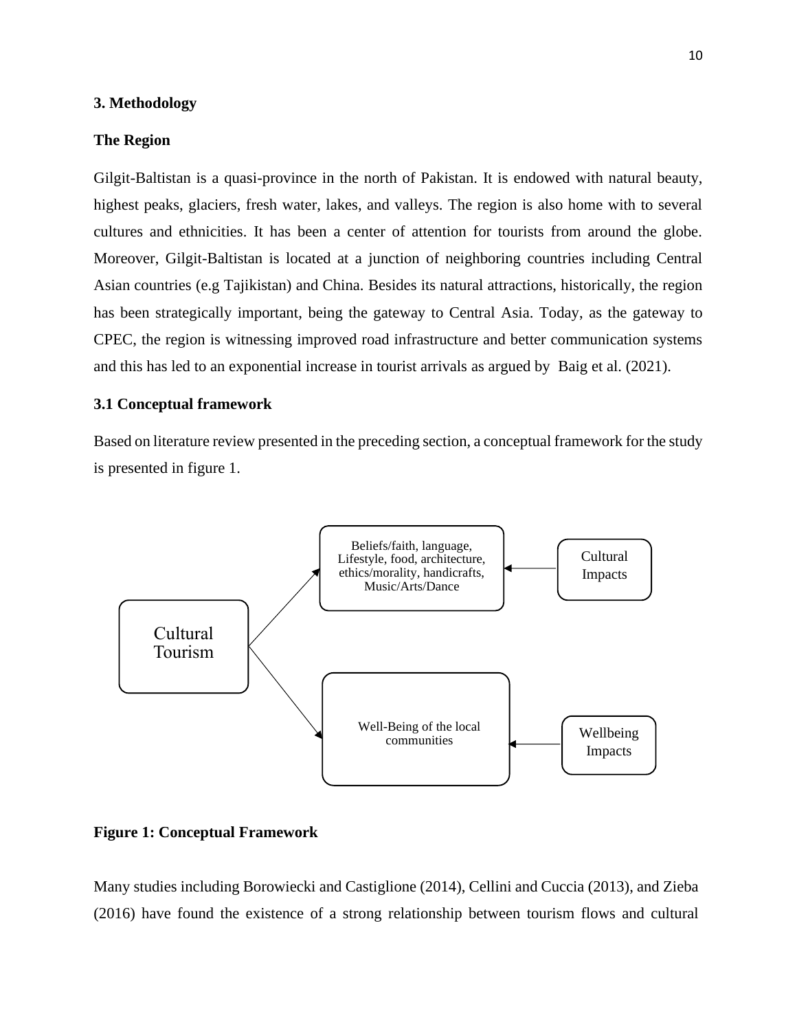## 3. Methodology

### The Region

Gilgit-Baltistan is a quasi-province in the north of Pakistan. It is endowed with natural beauty, highest peaks, glaciers, fresh water, lakes, and valleys. The region is also home with to several cultures and ethnicities. It has been a center of attention for tourists from around the globe. Moreover, Gilgit-Baltistan is located at a junction of neighboring countries including Central Asian countries (e.g Tajikistan) and China. Besides its natural attractions, historically, the region has been strategically important, being the gateway to Central Asia. Today, as the gateway to CPEC, the region is witnessing improved road infrastructure and better communication systems and this has led to an exponential increase in tourist arrivals as argued by Baig et al. (2021).

### 3.1 Conceptual framework

Based on literature review presented in the preceding section, a conceptual framework for the study is presented in figure 1.

Cultural Tourism

Beliefs/faith, language, Lifestyle, food, architecture, ethics/morality, handicrafts, Music/Arts/Dance

Cultural Impacts

Well-Being of the local communities

Wellbeing Impacts

**Figure 1: Conceptual Framework**

Many studies including Borowiecki and Castiglione (2014), Cellini and Cuccia (2013), and Zieba (2016) have found the existence of a strong relationship between tourism flows and cultural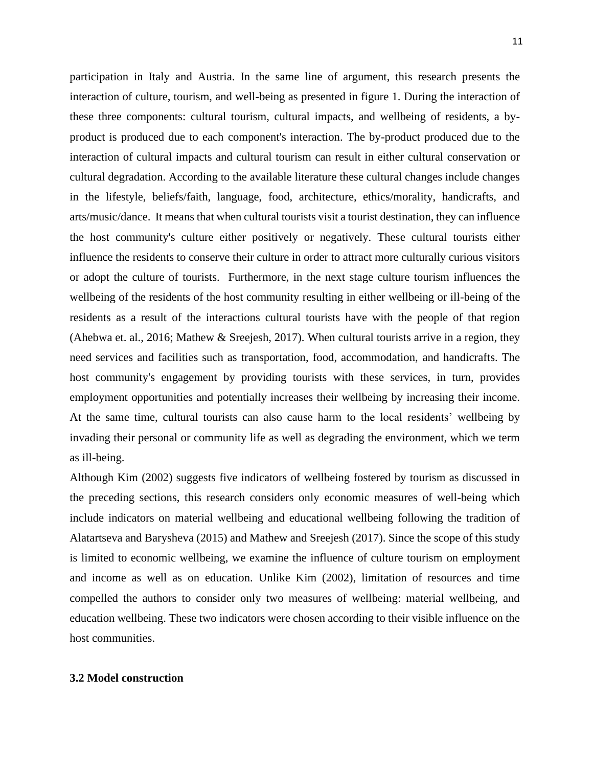participation in Italy and Austria. In the same line of argument, this research presents the interaction of culture, tourism, and well-being as presented in figure 1. During the interaction of these three components: cultural tourism, cultural impacts, and wellbeing of residents, a by-product is produced due to each component's interaction. The by-product produced due to the interaction of cultural impacts and cultural tourism can result in either cultural conservation or cultural degradation. According to the available literature these cultural changes include changes in the lifestyle, beliefs/faith, language, food, architecture, ethics/morality, handicrafts, and arts/music/dance. It means that when cultural tourists visit a tourist destination, they can influence the host community's culture either positively or negatively. These cultural tourists either influence the residents to conserve their culture in order to attract more culturally curious visitors or adopt the culture of tourists. Furthermore, in the next stage culture tourism influences the wellbeing of the residents of the host community resulting in either wellbeing or ill-being of the residents as a result of the interactions cultural tourists have with the people of that region (Ahebwa et. al., 2016; Mathew & Sreejesh, 2017). When cultural tourists arrive in a region, they need services and facilities such as transportation, food, accommodation, and handicrafts. The host community's engagement by providing tourists with these services, in turn, provides employment opportunities and potentially increases their wellbeing by increasing their income. At the same time, cultural tourists can also cause harm to the local residents' wellbeing by invading their personal or community life as well as degrading the environment, which we term as ill-being.

Although Kim (2002) suggests five indicators of wellbeing fostered by tourism as discussed in the preceding sections, this research considers only economic measures of well-being which include indicators on material wellbeing and educational wellbeing following the tradition of Alatartseva and Barysheva (2015) and Mathew and Sreejesh (2017). Since the scope of this study is limited to economic wellbeing, we examine the influence of culture tourism on employment and income as well as on education. Unlike Kim (2002), limitation of resources and time compelled the authors to consider only two measures of wellbeing: material wellbeing, and education wellbeing. These two indicators were chosen according to their visible influence on the host communities.

### 3.2 Model construction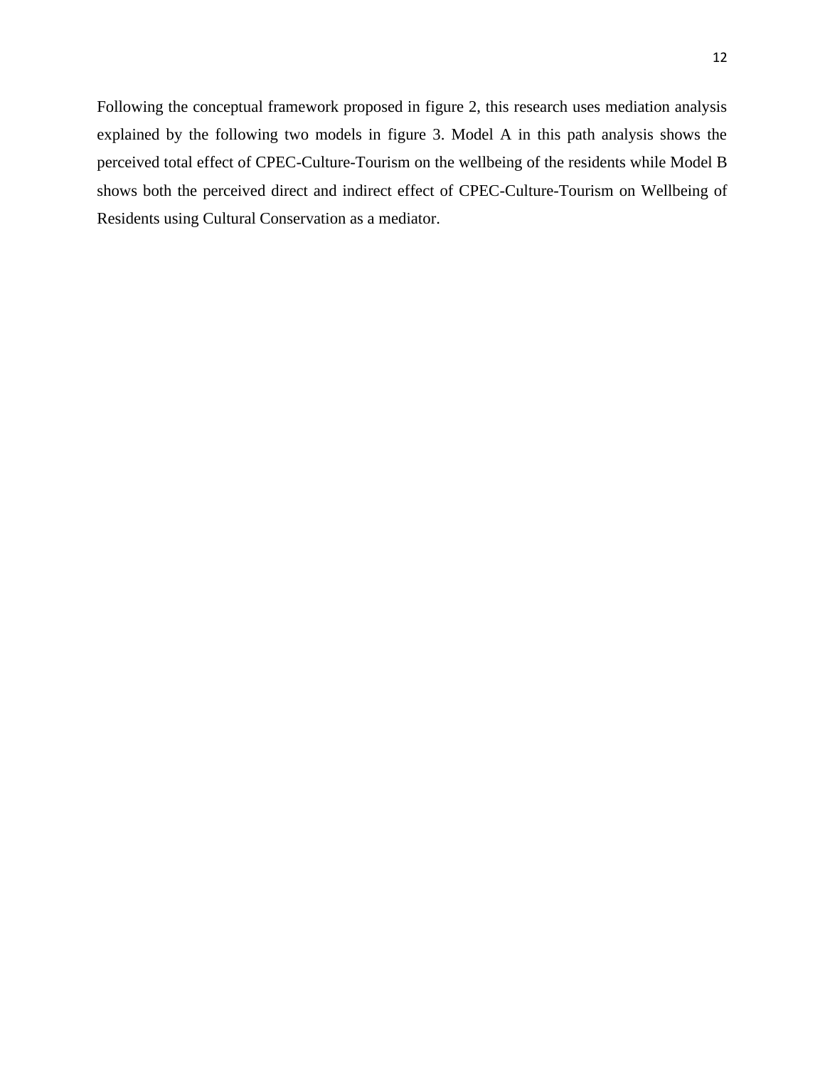Following the conceptual framework proposed in figure 2, this research uses mediation analysis explained by the following two models in figure 3. Model A in this path analysis shows the perceived total effect of CPEC-Culture-Tourism on the wellbeing of the residents while Model B shows both the perceived direct and indirect effect of CPEC-Culture-Tourism on Wellbeing of Residents using Cultural Conservation as a mediator.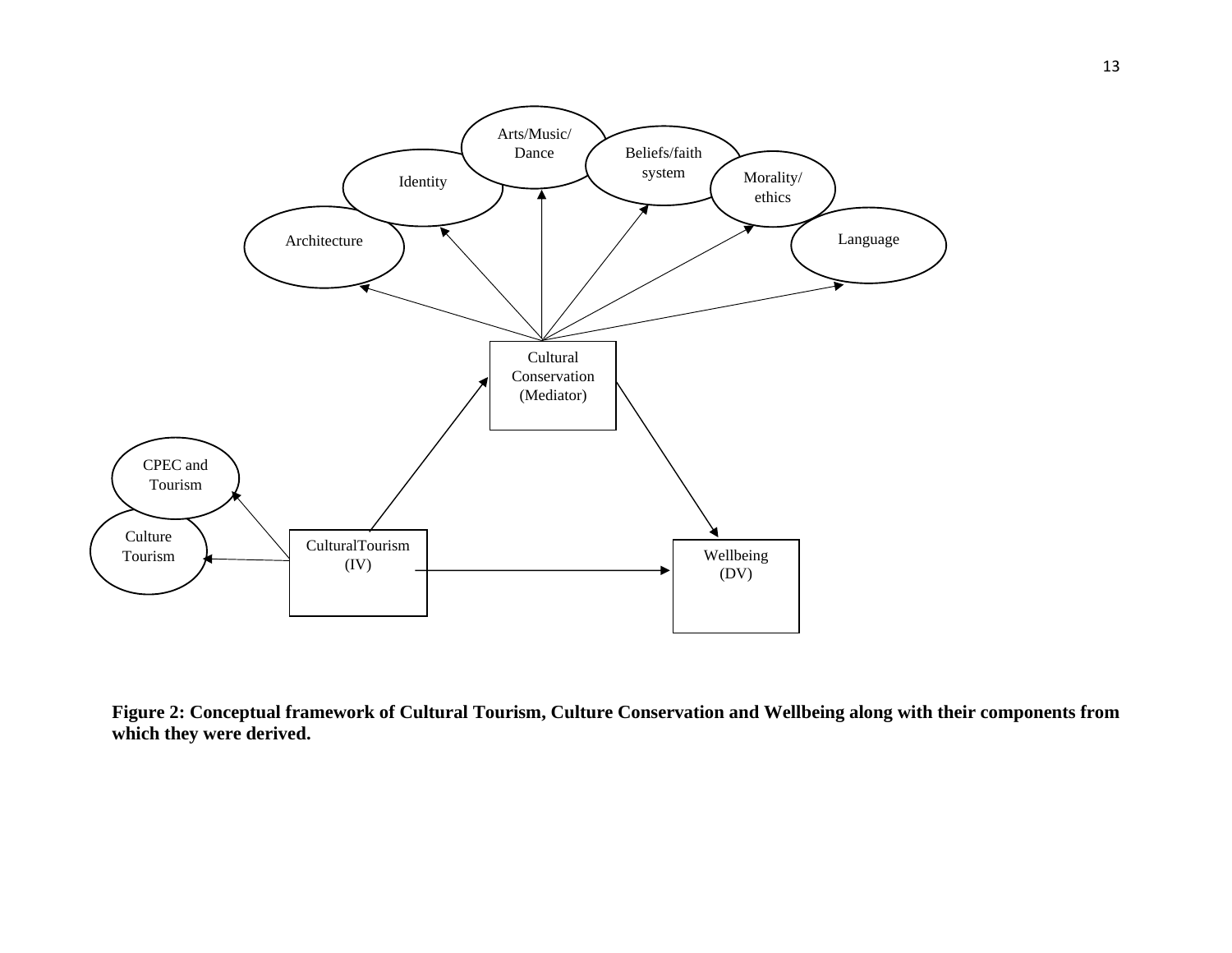**Figure 2: Conceptual framework of Cultural Tourism, Culture Conservation and Wellbeing along with their components from which they were derived.**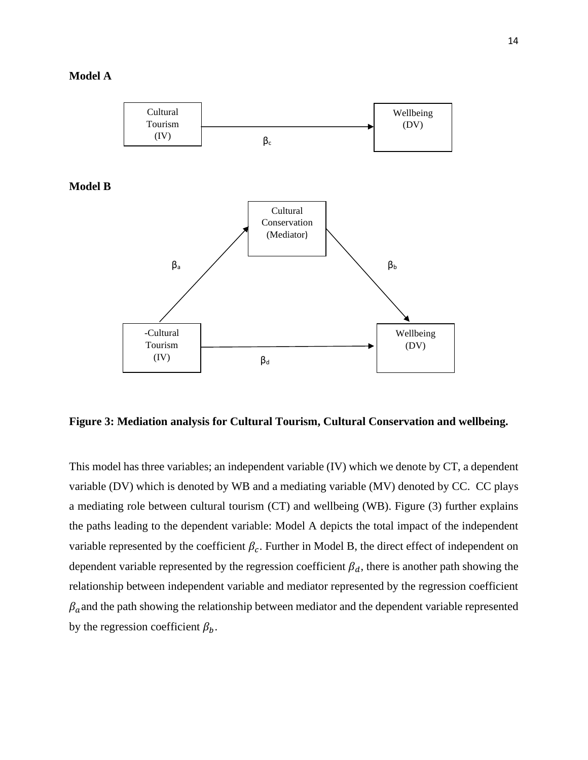**Model A**

Cultural Tourism (IV) → Wellbeing (DV)

$\beta_c$

**Model B**

Cultural Conservation (Mediator)

$\beta_a$ $\beta_b$

-Cultural Tourism (IV) → Wellbeing (DV)

$\beta_d$

**Figure 3: Mediation analysis for Cultural Tourism, Cultural Conservation and wellbeing.**

This model has three variables; an independent variable (IV) which we denote by CT, a dependent variable (DV) which is denoted by WB and a mediating variable (MV) denoted by CC. CC plays a mediating role between cultural tourism (CT) and wellbeing (WB). Figure (3) further explains the paths leading to the dependent variable: Model A depicts the total impact of the independent variable represented by the coefficient $\beta_c$. Further in Model B, the direct effect of independent on dependent variable represented by the regression coefficient $\beta_d$, there is another path showing the relationship between independent variable and mediator represented by the regression coefficient $\beta_a$ and the path showing the relationship between mediator and the dependent variable represented by the regression coefficient $\beta_b$.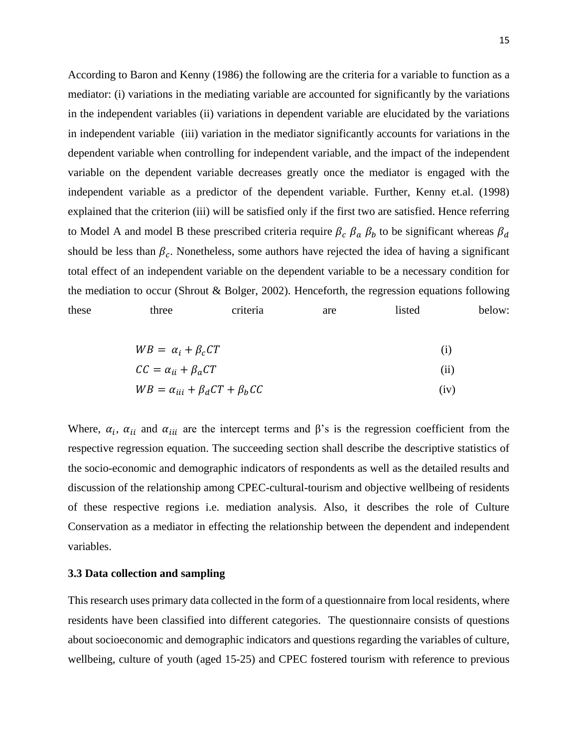According to Baron and Kenny (1986) the following are the criteria for a variable to function as a mediator: (i) variations in the mediating variable are accounted for significantly by the variations in the independent variables (ii) variations in dependent variable are elucidated by the variations in independent variable (iii) variation in the mediator significantly accounts for variations in the dependent variable when controlling for independent variable, and the impact of the independent variable on the dependent variable decreases greatly once the mediator is engaged with the independent variable as a predictor of the dependent variable. Further, Kenny et.al. (1998) explained that the criterion (iii) will be satisfied only if the first two are satisfied. Hence referring to Model A and model B these prescribed criteria require $\beta_c$ $\beta_a$ $\beta_b$ to be significant whereas $\beta_d$ should be less than $\beta_c$. Nonetheless, some authors have rejected the idea of having a significant total effect of an independent variable on the dependent variable to be a necessary condition for the mediation to occur (Shrout & Bolger, 2002). Henceforth, the regression equations following these three criteria are listed below:

$$WB = \alpha_i + \beta_c CT \tag{i}$$

$$CC = \alpha_{ii} + \beta_a CT \tag{ii}$$

$$WB = \alpha_{iii} + \beta_d CT + \beta_b CC \tag{iv}$$

Where, $\alpha_i$, $\alpha_{ii}$ and $\alpha_{iii}$ are the intercept terms and β's is the regression coefficient from the respective regression equation. The succeeding section shall describe the descriptive statistics of the socio-economic and demographic indicators of respondents as well as the detailed results and discussion of the relationship among CPEC-cultural-tourism and objective wellbeing of residents of these respective regions i.e. mediation analysis. Also, it describes the role of Culture Conservation as a mediator in effecting the relationship between the dependent and independent variables.

### 3.3 Data collection and sampling

This research uses primary data collected in the form of a questionnaire from local residents, where residents have been classified into different categories. The questionnaire consists of questions about socioeconomic and demographic indicators and questions regarding the variables of culture, wellbeing, culture of youth (aged 15-25) and CPEC fostered tourism with reference to previous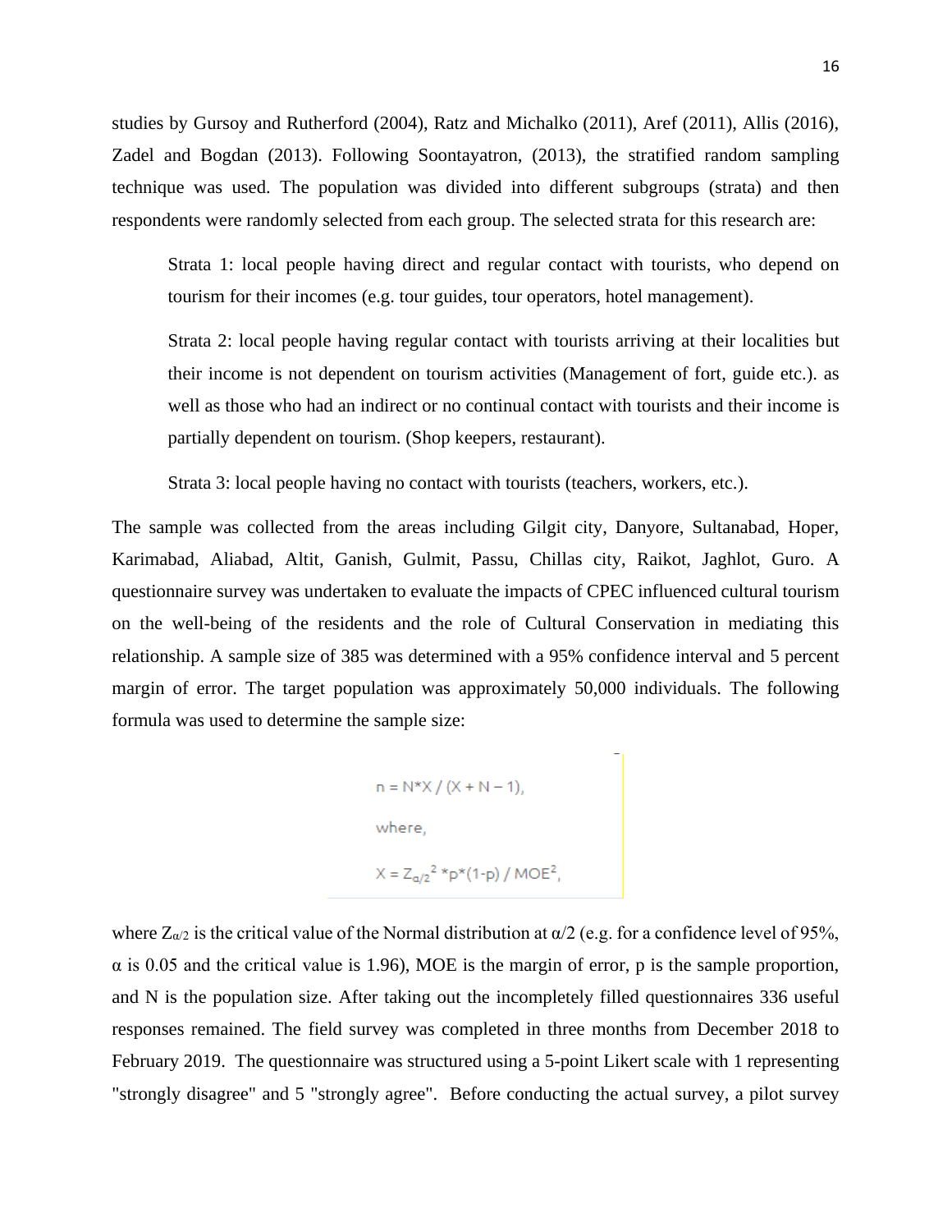studies by Gursoy and Rutherford (2004), Ratz and Michalko (2011), Aref (2011), Allis (2016), Zadel and Bogdan (2013). Following Soontayatron, (2013), the stratified random sampling technique was used. The population was divided into different subgroups (strata) and then respondents were randomly selected from each group. The selected strata for this research are:

> Strata 1: local people having direct and regular contact with tourists, who depend on tourism for their incomes (e.g. tour guides, tour operators, hotel management).
>
> Strata 2: local people having regular contact with tourists arriving at their localities but their income is not dependent on tourism activities (Management of fort, guide etc.). as well as those who had an indirect or no continual contact with tourists and their income is partially dependent on tourism. (Shop keepers, restaurant).
>
> Strata 3: local people having no contact with tourists (teachers, workers, etc.).

The sample was collected from the areas including Gilgit city, Danyore, Sultanabad, Hoper, Karimabad, Aliabad, Altit, Ganish, Gulmit, Passu, Chillas city, Raikot, Jaghlot, Guro. A questionnaire survey was undertaken to evaluate the impacts of CPEC influenced cultural tourism on the well-being of the residents and the role of Cultural Conservation in mediating this relationship. A sample size of 385 was determined with a 95% confidence interval and 5 percent margin of error. The target population was approximately 50,000 individuals. The following formula was used to determine the sample size:

$$n = N*X / (X + N - 1),$$

where,

$$X = Z_{\alpha/2}^2 * p*(1-p) / MOE^2,$$

where $Z_{\alpha/2}$ is the critical value of the Normal distribution at $\alpha/2$ (e.g. for a confidence level of 95%, $\alpha$ is 0.05 and the critical value is 1.96), MOE is the margin of error, p is the sample proportion, and N is the population size. After taking out the incompletely filled questionnaires 336 useful responses remained. The field survey was completed in three months from December 2018 to February 2019. The questionnaire was structured using a 5-point Likert scale with 1 representing "strongly disagree" and 5 "strongly agree". Before conducting the actual survey, a pilot survey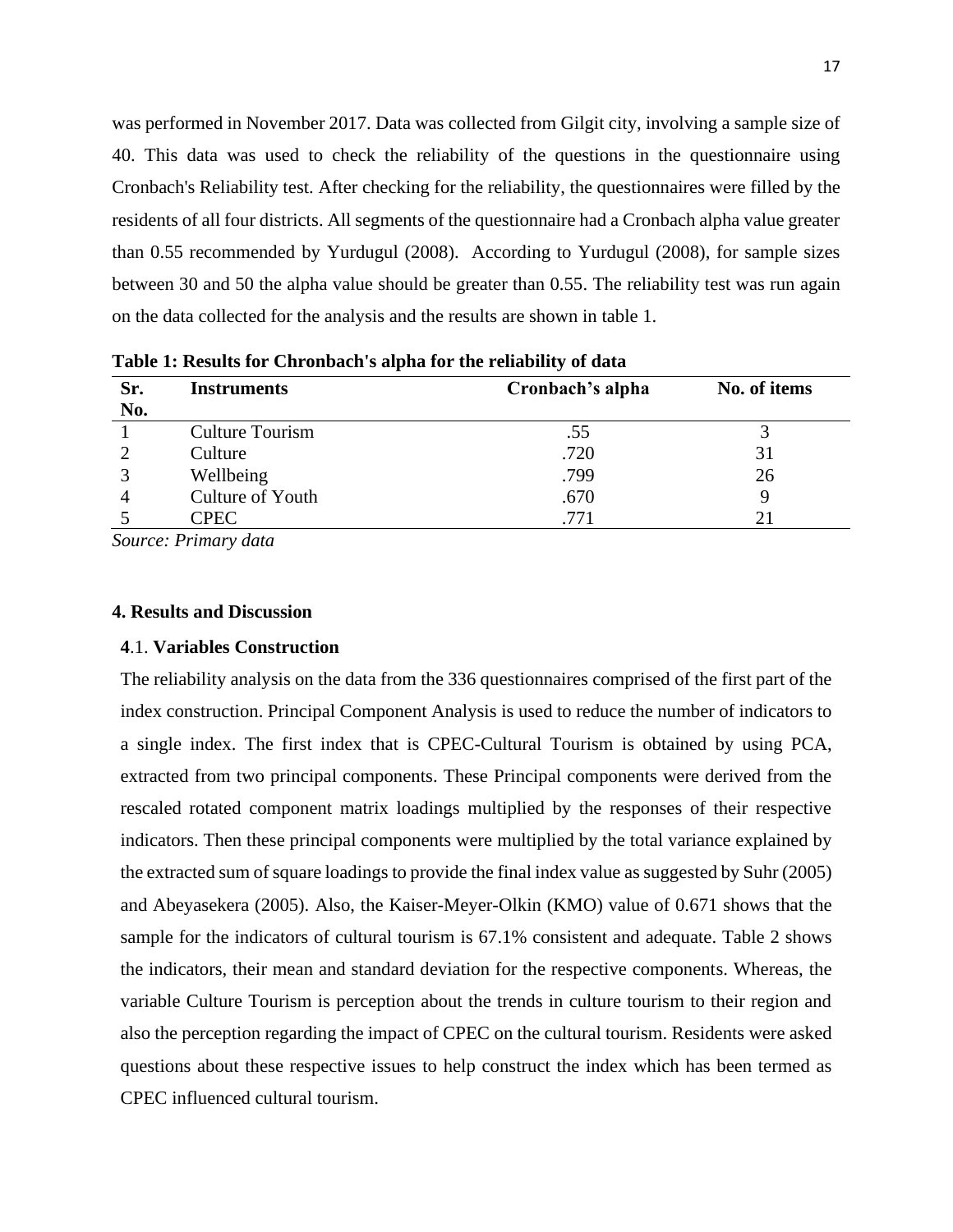was performed in November 2017. Data was collected from Gilgit city, involving a sample size of 40. This data was used to check the reliability of the questions in the questionnaire using Cronbach's Reliability test. After checking for the reliability, the questionnaires were filled by the residents of all four districts. All segments of the questionnaire had a Cronbach alpha value greater than 0.55 recommended by Yurdugul (2008). According to Yurdugul (2008), for sample sizes between 30 and 50 the alpha value should be greater than 0.55. The reliability test was run again on the data collected for the analysis and the results are shown in table 1.

**Table 1: Results for Chronbach's alpha for the reliability of data**

| Sr. No. | Instruments | Cronbach's alpha | No. of items |
|---|---|---|---|
| 1 | Culture Tourism | .55 | 3 |
| 2 | Culture | .720 | 31 |
| 3 | Wellbeing | .799 | 26 |
| 4 | Culture of Youth | .670 | 9 |
| 5 | CPEC | .771 | 21 |

*Source: Primary data*

## 4. Results and Discussion

### 4.1. Variables Construction

The reliability analysis on the data from the 336 questionnaires comprised of the first part of the index construction. Principal Component Analysis is used to reduce the number of indicators to a single index. The first index that is CPEC-Cultural Tourism is obtained by using PCA, extracted from two principal components. These Principal components were derived from the rescaled rotated component matrix loadings multiplied by the responses of their respective indicators. Then these principal components were multiplied by the total variance explained by the extracted sum of square loadings to provide the final index value as suggested by Suhr (2005) and Abeyasekera (2005). Also, the Kaiser-Meyer-Olkin (KMO) value of 0.671 shows that the sample for the indicators of cultural tourism is 67.1% consistent and adequate. Table 2 shows the indicators, their mean and standard deviation for the respective components. Whereas, the variable Culture Tourism is perception about the trends in culture tourism to their region and also the perception regarding the impact of CPEC on the cultural tourism. Residents were asked questions about these respective issues to help construct the index which has been termed as CPEC influenced cultural tourism.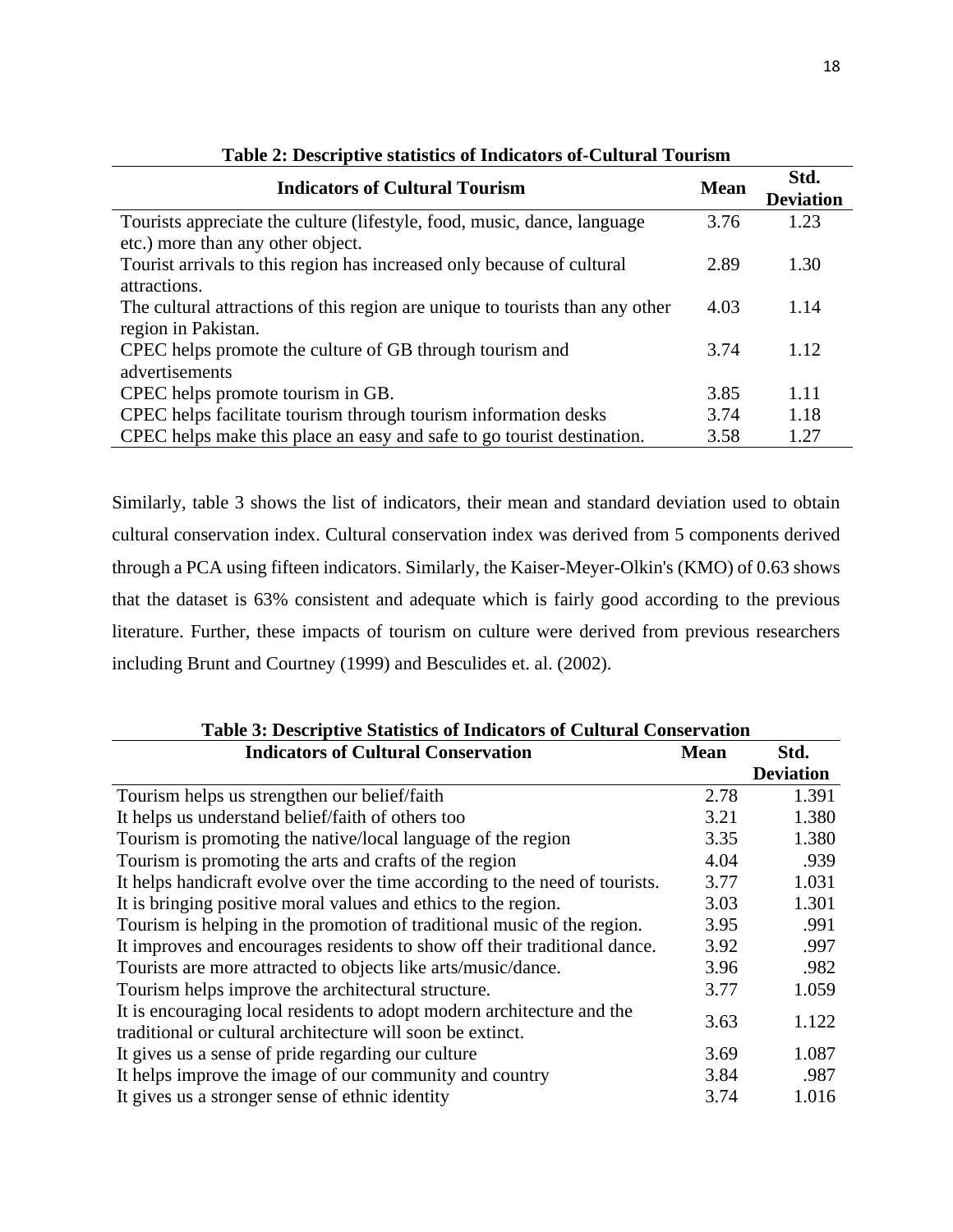**Table 2: Descriptive statistics of Indicators of-Cultural Tourism**

| Indicators of Cultural Tourism | Mean | Std. Deviation |
|---|---|---|
| Tourists appreciate the culture (lifestyle, food, music, dance, language etc.) more than any other object. | 3.76 | 1.23 |
| Tourist arrivals to this region has increased only because of cultural attractions. | 2.89 | 1.30 |
| The cultural attractions of this region are unique to tourists than any other region in Pakistan. | 4.03 | 1.14 |
| CPEC helps promote the culture of GB through tourism and advertisements | 3.74 | 1.12 |
| CPEC helps promote tourism in GB. | 3.85 | 1.11 |
| CPEC helps facilitate tourism through tourism information desks | 3.74 | 1.18 |
| CPEC helps make this place an easy and safe to go tourist destination. | 3.58 | 1.27 |

Similarly, table 3 shows the list of indicators, their mean and standard deviation used to obtain cultural conservation index. Cultural conservation index was derived from 5 components derived through a PCA using fifteen indicators. Similarly, the Kaiser-Meyer-Olkin's (KMO) of 0.63 shows that the dataset is 63% consistent and adequate which is fairly good according to the previous literature. Further, these impacts of tourism on culture were derived from previous researchers including Brunt and Courtney (1999) and Besculides et. al. (2002).

**Table 3: Descriptive Statistics of Indicators of Cultural Conservation**

| Indicators of Cultural Conservation | Mean | Std. Deviation |
|---|---|---|
| Tourism helps us strengthen our belief/faith | 2.78 | 1.391 |
| It helps us understand belief/faith of others too | 3.21 | 1.380 |
| Tourism is promoting the native/local language of the region | 3.35 | 1.380 |
| Tourism is promoting the arts and crafts of the region | 4.04 | .939 |
| It helps handicraft evolve over the time according to the need of tourists. | 3.77 | 1.031 |
| It is bringing positive moral values and ethics to the region. | 3.03 | 1.301 |
| Tourism is helping in the promotion of traditional music of the region. | 3.95 | .991 |
| It improves and encourages residents to show off their traditional dance. | 3.92 | .997 |
| Tourists are more attracted to objects like arts/music/dance. | 3.96 | .982 |
| Tourism helps improve the architectural structure. | 3.77 | 1.059 |
| It is encouraging local residents to adopt modern architecture and the traditional or cultural architecture will soon be extinct. | 3.63 | 1.122 |
| It gives us a sense of pride regarding our culture | 3.69 | 1.087 |
| It helps improve the image of our community and country | 3.84 | .987 |
| It gives us a stronger sense of ethnic identity | 3.74 | 1.016 |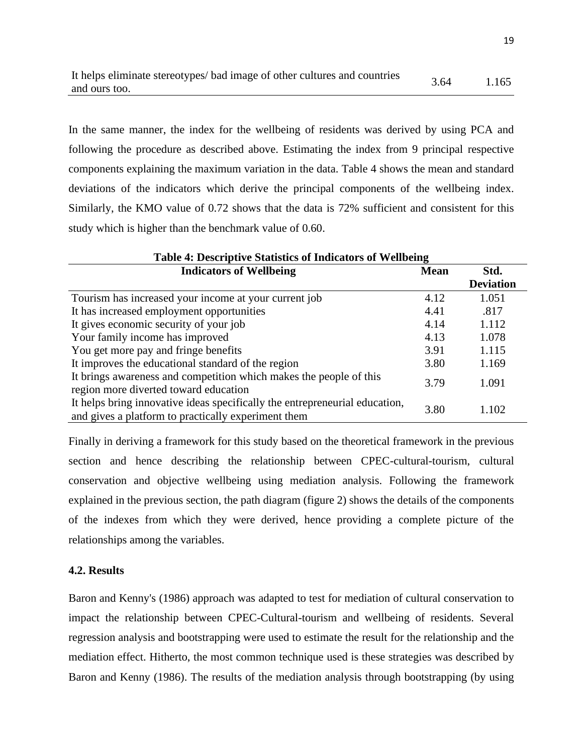| It helps eliminate stereotypes/ bad image of other cultures and countries and ours too. | 3.64 | 1.165 |
|---|---|---|

In the same manner, the index for the wellbeing of residents was derived by using PCA and following the procedure as described above. Estimating the index from 9 principal respective components explaining the maximum variation in the data. Table 4 shows the mean and standard deviations of the indicators which derive the principal components of the wellbeing index. Similarly, the KMO value of 0.72 shows that the data is 72% sufficient and consistent for this study which is higher than the benchmark value of 0.60.

**Table 4: Descriptive Statistics of Indicators of Wellbeing**

| Indicators of Wellbeing | Mean | Std. Deviation |
|---|---|---|
| Tourism has increased your income at your current job | 4.12 | 1.051 |
| It has increased employment opportunities | 4.41 | .817 |
| It gives economic security of your job | 4.14 | 1.112 |
| Your family income has improved | 4.13 | 1.078 |
| You get more pay and fringe benefits | 3.91 | 1.115 |
| It improves the educational standard of the region | 3.80 | 1.169 |
| It brings awareness and competition which makes the people of this region more diverted toward education | 3.79 | 1.091 |
| It helps bring innovative ideas specifically the entrepreneurial education, and gives a platform to practically experiment them | 3.80 | 1.102 |

Finally in deriving a framework for this study based on the theoretical framework in the previous section and hence describing the relationship between CPEC-cultural-tourism, cultural conservation and objective wellbeing using mediation analysis. Following the framework explained in the previous section, the path diagram (figure 2) shows the details of the components of the indexes from which they were derived, hence providing a complete picture of the relationships among the variables.

### 4.2. Results

Baron and Kenny's (1986) approach was adapted to test for mediation of cultural conservation to impact the relationship between CPEC-Cultural-tourism and wellbeing of residents. Several regression analysis and bootstrapping were used to estimate the result for the relationship and the mediation effect. Hitherto, the most common technique used is these strategies was described by Baron and Kenny (1986). The results of the mediation analysis through bootstrapping (by using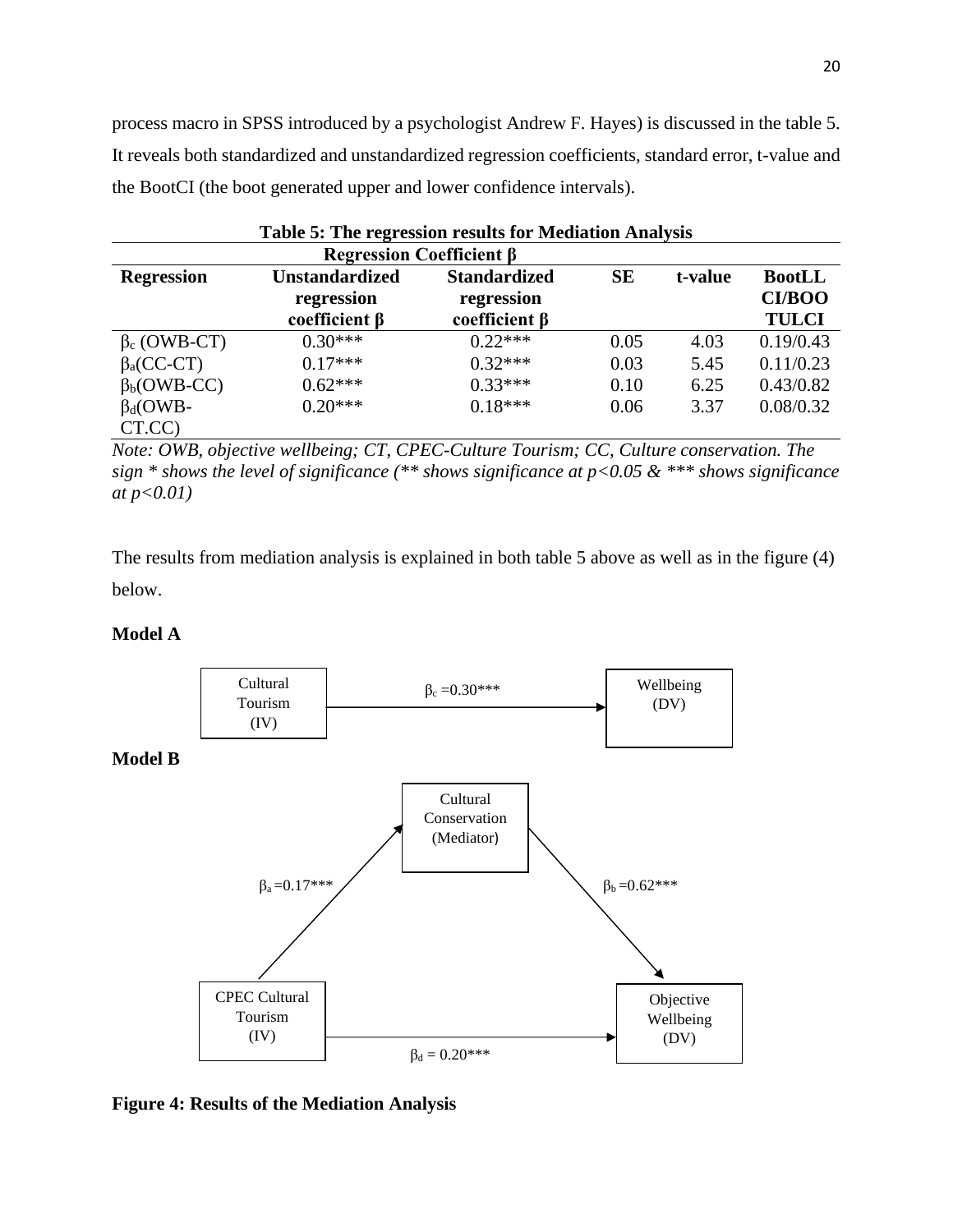process macro in SPSS introduced by a psychologist Andrew F. Hayes) is discussed in the table 5. It reveals both standardized and unstandardized regression coefficients, standard error, t-value and the BootCI (the boot generated upper and lower confidence intervals).

**Table 5: The regression results for Mediation Analysis**

| | Regression Coefficient β | | | | |
|---|---|---|---|---|---|
| **Regression** | **Unstandardized regression coefficient β** | **Standardized regression coefficient β** | **SE** | **t-value** | **BootLL CI/BOOTULCI** |
| $\beta_c$ (OWB-CT) | 0.30*** | 0.22*** | 0.05 | 4.03 | 0.19/0.43 |
| $\beta_a$(CC-CT) | 0.17*** | 0.32*** | 0.03 | 5.45 | 0.11/0.23 |
| $\beta_b$(OWB-CC) | 0.62*** | 0.33*** | 0.10 | 6.25 | 0.43/0.82 |
| $\beta_d$(OWB-CT.CC) | 0.20*** | 0.18*** | 0.06 | 3.37 | 0.08/0.32 |

*Note: OWB, objective wellbeing; CT, CPEC-Culture Tourism; CC, Culture conservation. The sign * shows the level of significance (** shows significance at p<0.05 & *** shows significance at p<0.01)*

The results from mediation analysis is explained in both table 5 above as well as in the figure (4) below.

**Model A**

Cultural Tourism (IV) → $\beta_c$ =0.30*** → Wellbeing (DV)

**Model B**

CPEC Cultural Tourism (IV) → $\beta_a$ =0.17*** → Cultural Conservation (Mediator) → $\beta_b$ =0.62*** → Objective Wellbeing (DV)

CPEC Cultural Tourism (IV) → $\beta_d$ = 0.20*** → Objective Wellbeing (DV)

**Figure 4: Results of the Mediation Analysis**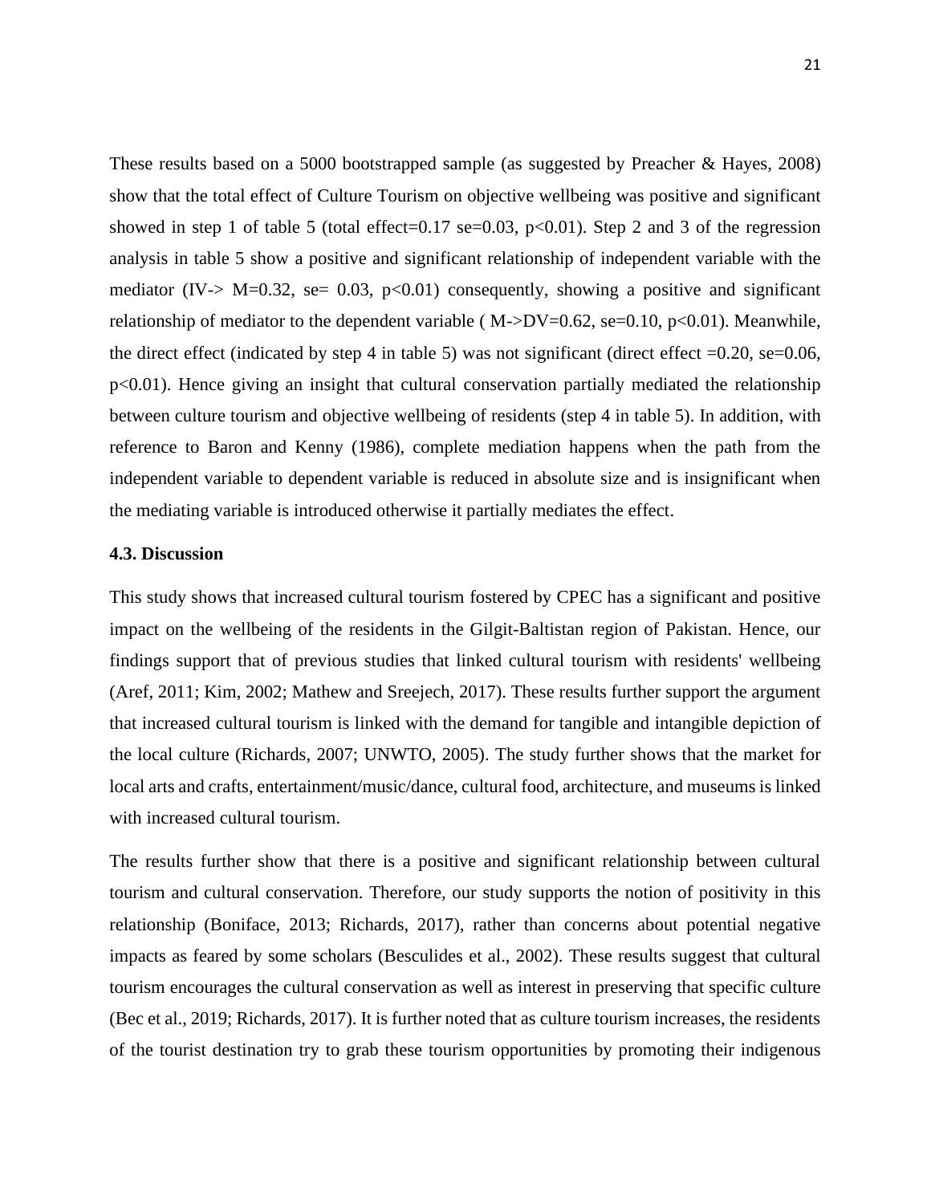These results based on a 5000 bootstrapped sample (as suggested by Preacher & Hayes, 2008) show that the total effect of Culture Tourism on objective wellbeing was positive and significant showed in step 1 of table 5 (total effect=0.17 se=0.03, $p<0.01$). Step 2 and 3 of the regression analysis in table 5 show a positive and significant relationship of independent variable with the mediator (IV-> M=0.32, se= 0.03, $p<0.01$) consequently, showing a positive and significant relationship of mediator to the dependent variable ( M->DV=0.62, se=0.10, $p<0.01$). Meanwhile, the direct effect (indicated by step 4 in table 5) was not significant (direct effect =0.20, se=0.06, $p<0.01$). Hence giving an insight that cultural conservation partially mediated the relationship between culture tourism and objective wellbeing of residents (step 4 in table 5). In addition, with reference to Baron and Kenny (1986), complete mediation happens when the path from the independent variable to dependent variable is reduced in absolute size and is insignificant when the mediating variable is introduced otherwise it partially mediates the effect.

### 4.3. Discussion

This study shows that increased cultural tourism fostered by CPEC has a significant and positive impact on the wellbeing of the residents in the Gilgit-Baltistan region of Pakistan. Hence, our findings support that of previous studies that linked cultural tourism with residents' wellbeing (Aref, 2011; Kim, 2002; Mathew and Sreejech, 2017). These results further support the argument that increased cultural tourism is linked with the demand for tangible and intangible depiction of the local culture (Richards, 2007; UNWTO, 2005). The study further shows that the market for local arts and crafts, entertainment/music/dance, cultural food, architecture, and museums is linked with increased cultural tourism.

The results further show that there is a positive and significant relationship between cultural tourism and cultural conservation. Therefore, our study supports the notion of positivity in this relationship (Boniface, 2013; Richards, 2017), rather than concerns about potential negative impacts as feared by some scholars (Besculides et al., 2002). These results suggest that cultural tourism encourages the cultural conservation as well as interest in preserving that specific culture (Bec et al., 2019; Richards, 2017). It is further noted that as culture tourism increases, the residents of the tourist destination try to grab these tourism opportunities by promoting their indigenous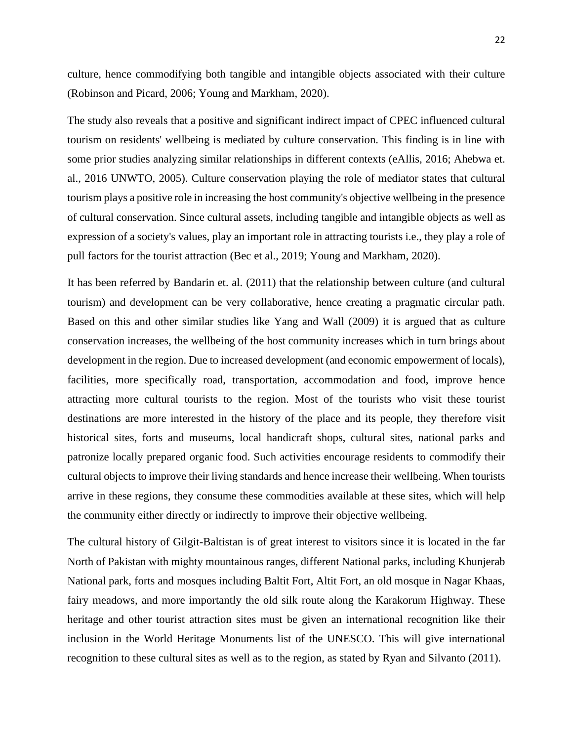culture, hence commodifying both tangible and intangible objects associated with their culture (Robinson and Picard, 2006; Young and Markham, 2020).

The study also reveals that a positive and significant indirect impact of CPEC influenced cultural tourism on residents' wellbeing is mediated by culture conservation. This finding is in line with some prior studies analyzing similar relationships in different contexts (eAllis, 2016; Ahebwa et. al., 2016 UNWTO, 2005). Culture conservation playing the role of mediator states that cultural tourism plays a positive role in increasing the host community's objective wellbeing in the presence of cultural conservation. Since cultural assets, including tangible and intangible objects as well as expression of a society's values, play an important role in attracting tourists i.e., they play a role of pull factors for the tourist attraction (Bec et al., 2019; Young and Markham, 2020).

It has been referred by Bandarin et. al. (2011) that the relationship between culture (and cultural tourism) and development can be very collaborative, hence creating a pragmatic circular path. Based on this and other similar studies like Yang and Wall (2009) it is argued that as culture conservation increases, the wellbeing of the host community increases which in turn brings about development in the region. Due to increased development (and economic empowerment of locals), facilities, more specifically road, transportation, accommodation and food, improve hence attracting more cultural tourists to the region. Most of the tourists who visit these tourist destinations are more interested in the history of the place and its people, they therefore visit historical sites, forts and museums, local handicraft shops, cultural sites, national parks and patronize locally prepared organic food. Such activities encourage residents to commodify their cultural objects to improve their living standards and hence increase their wellbeing. When tourists arrive in these regions, they consume these commodities available at these sites, which will help the community either directly or indirectly to improve their objective wellbeing.

The cultural history of Gilgit-Baltistan is of great interest to visitors since it is located in the far North of Pakistan with mighty mountainous ranges, different National parks, including Khunjerab National park, forts and mosques including Baltit Fort, Altit Fort, an old mosque in Nagar Khaas, fairy meadows, and more importantly the old silk route along the Karakorum Highway. These heritage and other tourist attraction sites must be given an international recognition like their inclusion in the World Heritage Monuments list of the UNESCO. This will give international recognition to these cultural sites as well as to the region, as stated by Ryan and Silvanto (2011).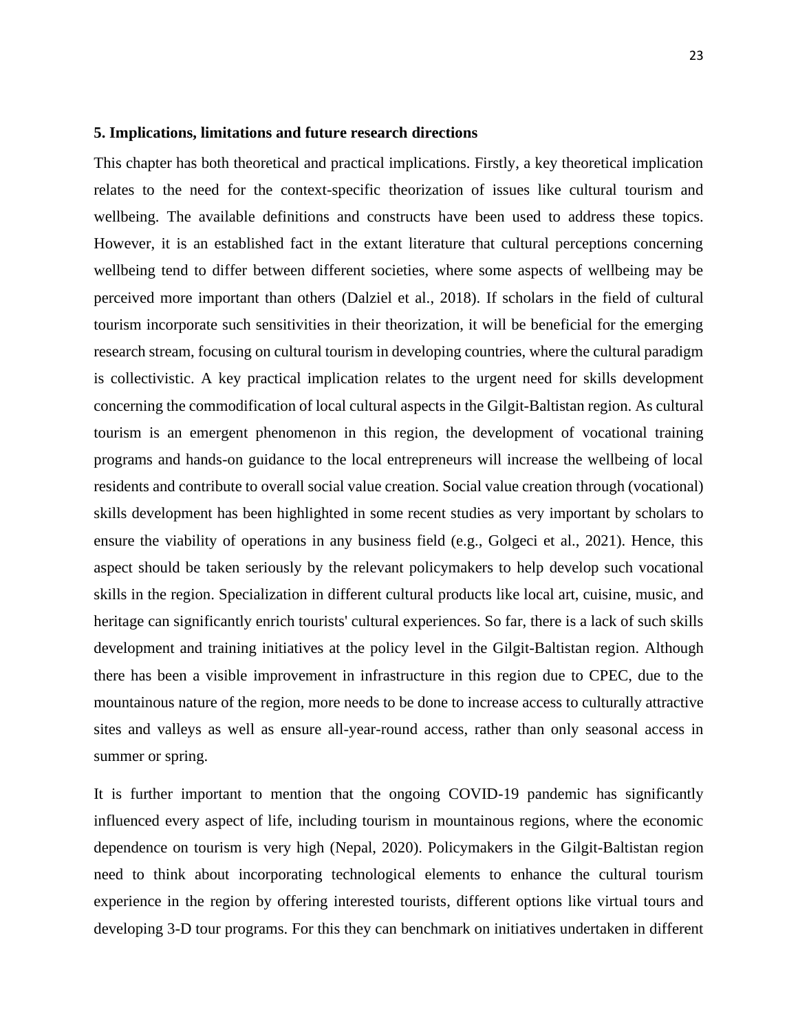**5. Implications, limitations and future research directions**

This chapter has both theoretical and practical implications. Firstly, a key theoretical implication relates to the need for the context-specific theorization of issues like cultural tourism and wellbeing. The available definitions and constructs have been used to address these topics. However, it is an established fact in the extant literature that cultural perceptions concerning wellbeing tend to differ between different societies, where some aspects of wellbeing may be perceived more important than others (Dalziel et al., 2018). If scholars in the field of cultural tourism incorporate such sensitivities in their theorization, it will be beneficial for the emerging research stream, focusing on cultural tourism in developing countries, where the cultural paradigm is collectivistic. A key practical implication relates to the urgent need for skills development concerning the commodification of local cultural aspects in the Gilgit-Baltistan region. As cultural tourism is an emergent phenomenon in this region, the development of vocational training programs and hands-on guidance to the local entrepreneurs will increase the wellbeing of local residents and contribute to overall social value creation. Social value creation through (vocational) skills development has been highlighted in some recent studies as very important by scholars to ensure the viability of operations in any business field (e.g., Golgeci et al., 2021). Hence, this aspect should be taken seriously by the relevant policymakers to help develop such vocational skills in the region. Specialization in different cultural products like local art, cuisine, music, and heritage can significantly enrich tourists' cultural experiences. So far, there is a lack of such skills development and training initiatives at the policy level in the Gilgit-Baltistan region. Although there has been a visible improvement in infrastructure in this region due to CPEC, due to the mountainous nature of the region, more needs to be done to increase access to culturally attractive sites and valleys as well as ensure all-year-round access, rather than only seasonal access in summer or spring.

It is further important to mention that the ongoing COVID-19 pandemic has significantly influenced every aspect of life, including tourism in mountainous regions, where the economic dependence on tourism is very high (Nepal, 2020). Policymakers in the Gilgit-Baltistan region need to think about incorporating technological elements to enhance the cultural tourism experience in the region by offering interested tourists, different options like virtual tours and developing 3-D tour programs. For this they can benchmark on initiatives undertaken in different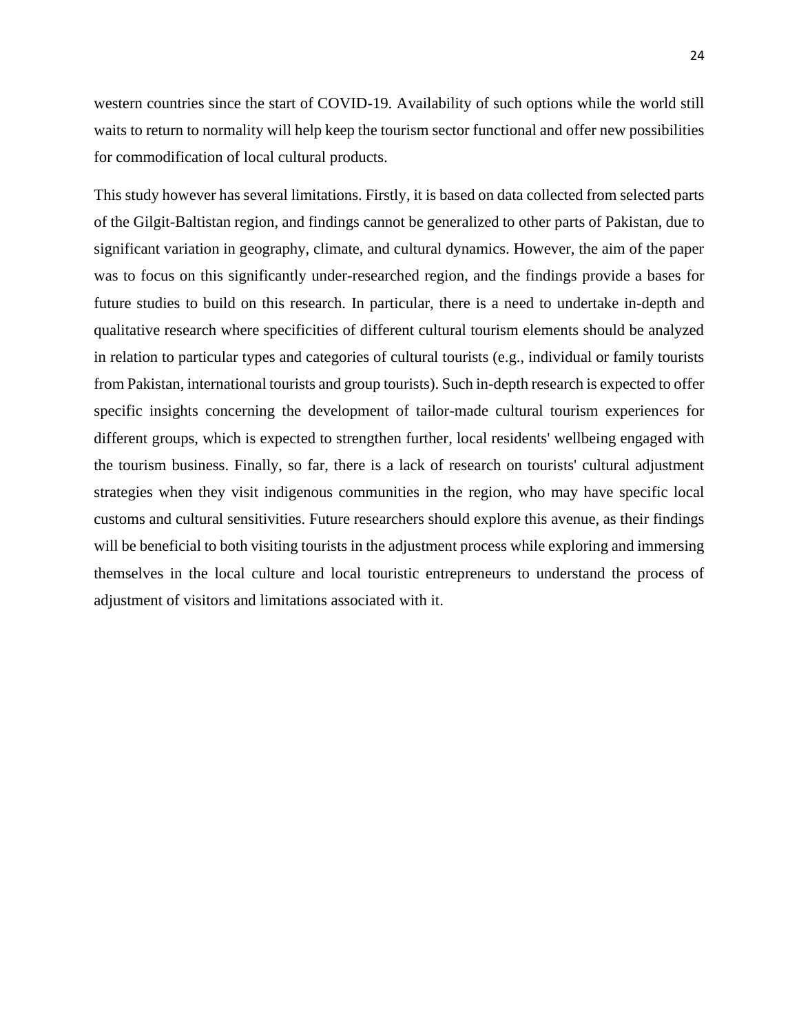western countries since the start of COVID-19. Availability of such options while the world still waits to return to normality will help keep the tourism sector functional and offer new possibilities for commodification of local cultural products.

This study however has several limitations. Firstly, it is based on data collected from selected parts of the Gilgit-Baltistan region, and findings cannot be generalized to other parts of Pakistan, due to significant variation in geography, climate, and cultural dynamics. However, the aim of the paper was to focus on this significantly under-researched region, and the findings provide a bases for future studies to build on this research. In particular, there is a need to undertake in-depth and qualitative research where specificities of different cultural tourism elements should be analyzed in relation to particular types and categories of cultural tourists (e.g., individual or family tourists from Pakistan, international tourists and group tourists). Such in-depth research is expected to offer specific insights concerning the development of tailor-made cultural tourism experiences for different groups, which is expected to strengthen further, local residents' wellbeing engaged with the tourism business. Finally, so far, there is a lack of research on tourists' cultural adjustment strategies when they visit indigenous communities in the region, who may have specific local customs and cultural sensitivities. Future researchers should explore this avenue, as their findings will be beneficial to both visiting tourists in the adjustment process while exploring and immersing themselves in the local culture and local touristic entrepreneurs to understand the process of adjustment of visitors and limitations associated with it.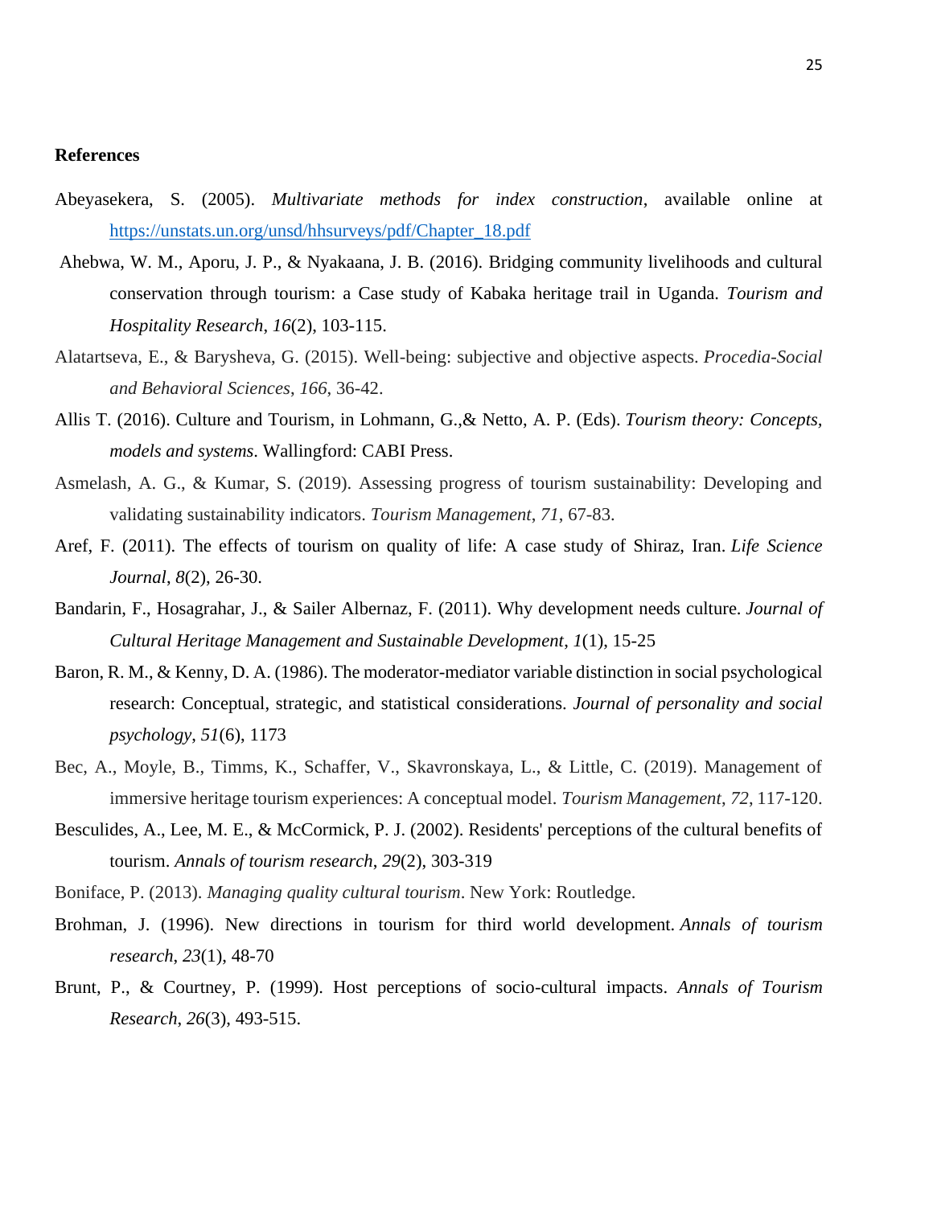**References**

Abeyasekera, S. (2005). *Multivariate methods for index construction*, available online at https://unstats.un.org/unsd/hhsurveys/pdf/Chapter_18.pdf

Ahebwa, W. M., Aporu, J. P., & Nyakaana, J. B. (2016). Bridging community livelihoods and cultural conservation through tourism: a Case study of Kabaka heritage trail in Uganda. *Tourism and Hospitality Research*, *16*(2), 103-115.

Alatartseva, E., & Barysheva, G. (2015). Well-being: subjective and objective aspects. *Procedia-Social and Behavioral Sciences*, *166*, 36-42.

Allis T. (2016). Culture and Tourism, in Lohmann, G.,& Netto, A. P. (Eds). *Tourism theory: Concepts, models and systems*. Wallingford: CABI Press.

Asmelash, A. G., & Kumar, S. (2019). Assessing progress of tourism sustainability: Developing and validating sustainability indicators. *Tourism Management*, *71*, 67-83.

Aref, F. (2011). The effects of tourism on quality of life: A case study of Shiraz, Iran. *Life Science Journal*, *8*(2), 26-30.

Bandarin, F., Hosagrahar, J., & Sailer Albernaz, F. (2011). Why development needs culture. *Journal of Cultural Heritage Management and Sustainable Development*, *1*(1), 15-25

Baron, R. M., & Kenny, D. A. (1986). The moderator-mediator variable distinction in social psychological research: Conceptual, strategic, and statistical considerations. *Journal of personality and social psychology*, *51*(6), 1173

Bec, A., Moyle, B., Timms, K., Schaffer, V., Skavronskaya, L., & Little, C. (2019). Management of immersive heritage tourism experiences: A conceptual model. *Tourism Management*, *72*, 117-120.

Besculides, A., Lee, M. E., & McCormick, P. J. (2002). Residents' perceptions of the cultural benefits of tourism. *Annals of tourism research*, *29*(2), 303-319

Boniface, P. (2013). *Managing quality cultural tourism*. New York: Routledge.

Brohman, J. (1996). New directions in tourism for third world development. *Annals of tourism research*, *23*(1), 48-70

Brunt, P., & Courtney, P. (1999). Host perceptions of socio-cultural impacts. *Annals of Tourism Research*, *26*(3), 493-515.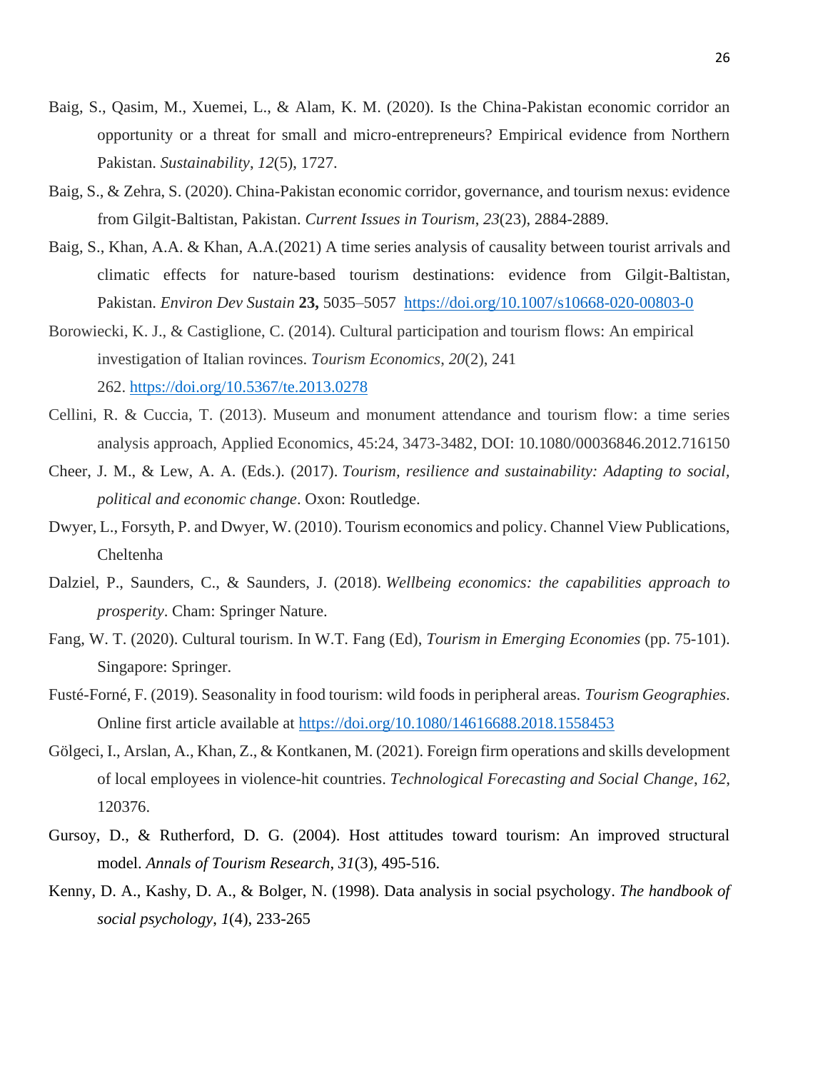Baig, S., Qasim, M., Xuemei, L., & Alam, K. M. (2020). Is the China-Pakistan economic corridor an opportunity or a threat for small and micro-entrepreneurs? Empirical evidence from Northern Pakistan. *Sustainability*, *12*(5), 1727.

Baig, S., & Zehra, S. (2020). China-Pakistan economic corridor, governance, and tourism nexus: evidence from Gilgit-Baltistan, Pakistan. *Current Issues in Tourism*, *23*(23), 2884-2889.

Baig, S., Khan, A.A. & Khan, A.A.(2021) A time series analysis of causality between tourist arrivals and climatic effects for nature-based tourism destinations: evidence from Gilgit-Baltistan, Pakistan. *Environ Dev Sustain* **23,** 5035–5057 https://doi.org/10.1007/s10668-020-00803-0

Borowiecki, K. J., & Castiglione, C. (2014). Cultural participation and tourism flows: An empirical investigation of Italian rovinces. *Tourism Economics*, *20*(2), 241 262. https://doi.org/10.5367/te.2013.0278

Cellini, R. & Cuccia, T. (2013). Museum and monument attendance and tourism flow: a time series analysis approach, Applied Economics, 45:24, 3473-3482, DOI: 10.1080/00036846.2012.716150

Cheer, J. M., & Lew, A. A. (Eds.). (2017). *Tourism, resilience and sustainability: Adapting to social, political and economic change*. Oxon: Routledge.

Dwyer, L., Forsyth, P. and Dwyer, W. (2010). Tourism economics and policy. Channel View Publications, Cheltenha

Dalziel, P., Saunders, C., & Saunders, J. (2018). *Wellbeing economics: the capabilities approach to prosperity*. Cham: Springer Nature.

Fang, W. T. (2020). Cultural tourism. In W.T. Fang (Ed), *Tourism in Emerging Economies* (pp. 75-101). Singapore: Springer.

Fusté-Forné, F. (2019). Seasonality in food tourism: wild foods in peripheral areas. *Tourism Geographies*. Online first article available at https://doi.org/10.1080/14616688.2018.1558453

Gölgeci, I., Arslan, A., Khan, Z., & Kontkanen, M. (2021). Foreign firm operations and skills development of local employees in violence-hit countries. *Technological Forecasting and Social Change*, *162*, 120376.

Gursoy, D., & Rutherford, D. G. (2004). Host attitudes toward tourism: An improved structural model. *Annals of Tourism Research*, *31*(3), 495-516.

Kenny, D. A., Kashy, D. A., & Bolger, N. (1998). Data analysis in social psychology. *The handbook of social psychology*, *1*(4), 233-265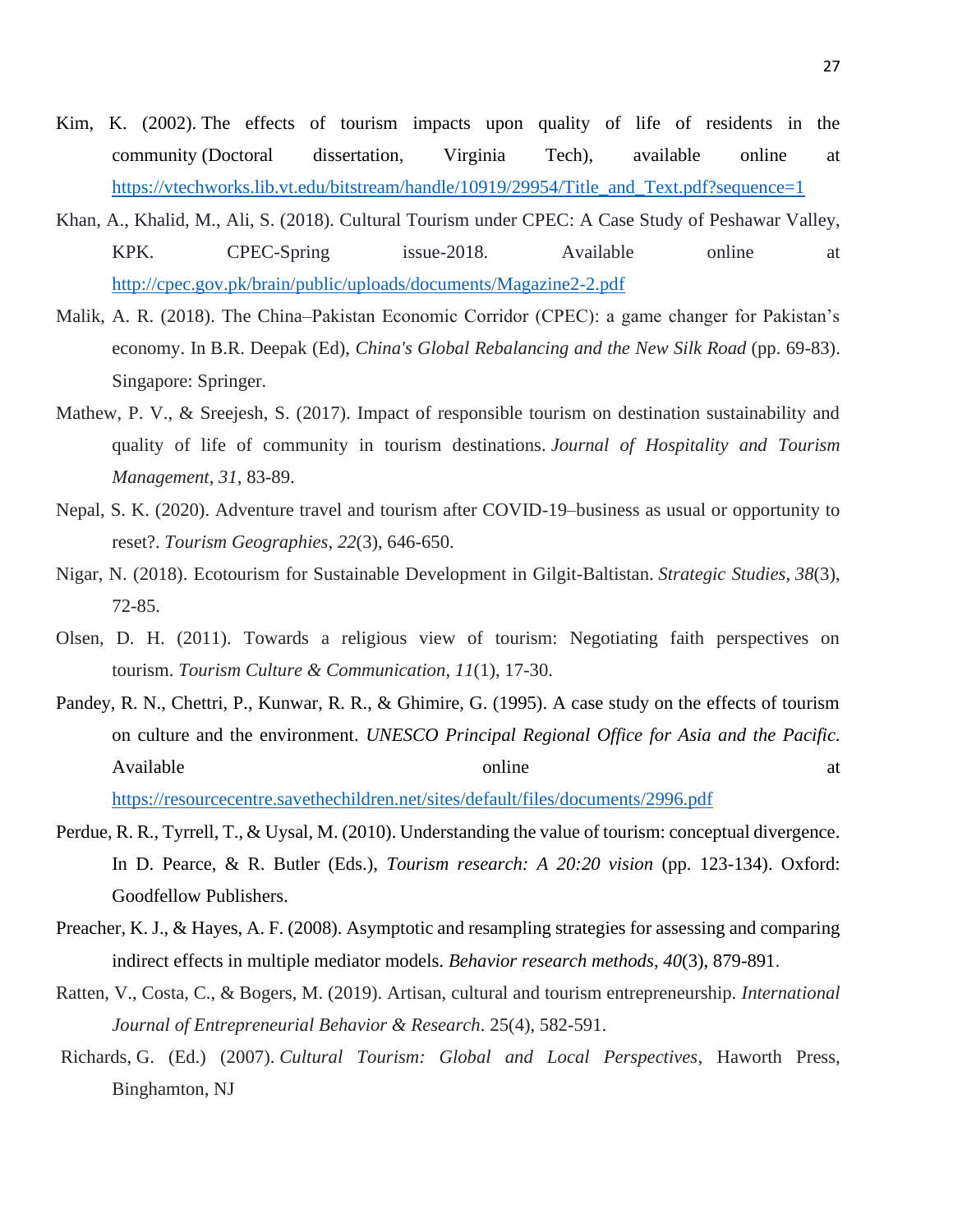Kim, K. (2002). The effects of tourism impacts upon quality of life of residents in the community (Doctoral dissertation, Virginia Tech), available online at https://vtechworks.lib.vt.edu/bitstream/handle/10919/29954/Title_and_Text.pdf?sequence=1

Khan, A., Khalid, M., Ali, S. (2018). Cultural Tourism under CPEC: A Case Study of Peshawar Valley, KPK. CPEC-Spring issue-2018. Available online at http://cpec.gov.pk/brain/public/uploads/documents/Magazine2-2.pdf

Malik, A. R. (2018). The China–Pakistan Economic Corridor (CPEC): a game changer for Pakistan's economy. In B.R. Deepak (Ed), *China's Global Rebalancing and the New Silk Road* (pp. 69-83). Singapore: Springer.

Mathew, P. V., & Sreejesh, S. (2017). Impact of responsible tourism on destination sustainability and quality of life of community in tourism destinations. *Journal of Hospitality and Tourism Management*, *31*, 83-89.

Nepal, S. K. (2020). Adventure travel and tourism after COVID-19–business as usual or opportunity to reset?. *Tourism Geographies*, *22*(3), 646-650.

Nigar, N. (2018). Ecotourism for Sustainable Development in Gilgit-Baltistan. *Strategic Studies*, *38*(3), 72-85.

Olsen, D. H. (2011). Towards a religious view of tourism: Negotiating faith perspectives on tourism. *Tourism Culture & Communication*, *11*(1), 17-30.

Pandey, R. N., Chettri, P., Kunwar, R. R., & Ghimire, G. (1995). A case study on the effects of tourism on culture and the environment. *UNESCO Principal Regional Office for Asia and the Pacific*. Available online at https://resourcecentre.savethechildren.net/sites/default/files/documents/2996.pdf

Perdue, R. R., Tyrrell, T., & Uysal, M. (2010). Understanding the value of tourism: conceptual divergence. In D. Pearce, & R. Butler (Eds.), *Tourism research: A 20:20 vision* (pp. 123-134). Oxford: Goodfellow Publishers.

Preacher, K. J., & Hayes, A. F. (2008). Asymptotic and resampling strategies for assessing and comparing indirect effects in multiple mediator models. *Behavior research methods*, *40*(3), 879-891.

Ratten, V., Costa, C., & Bogers, M. (2019). Artisan, cultural and tourism entrepreneurship. *International Journal of Entrepreneurial Behavior & Research*. 25(4), 582-591.

Richards, G. (Ed.) (2007). *Cultural Tourism: Global and Local Perspectives*, Haworth Press, Binghamton, NJ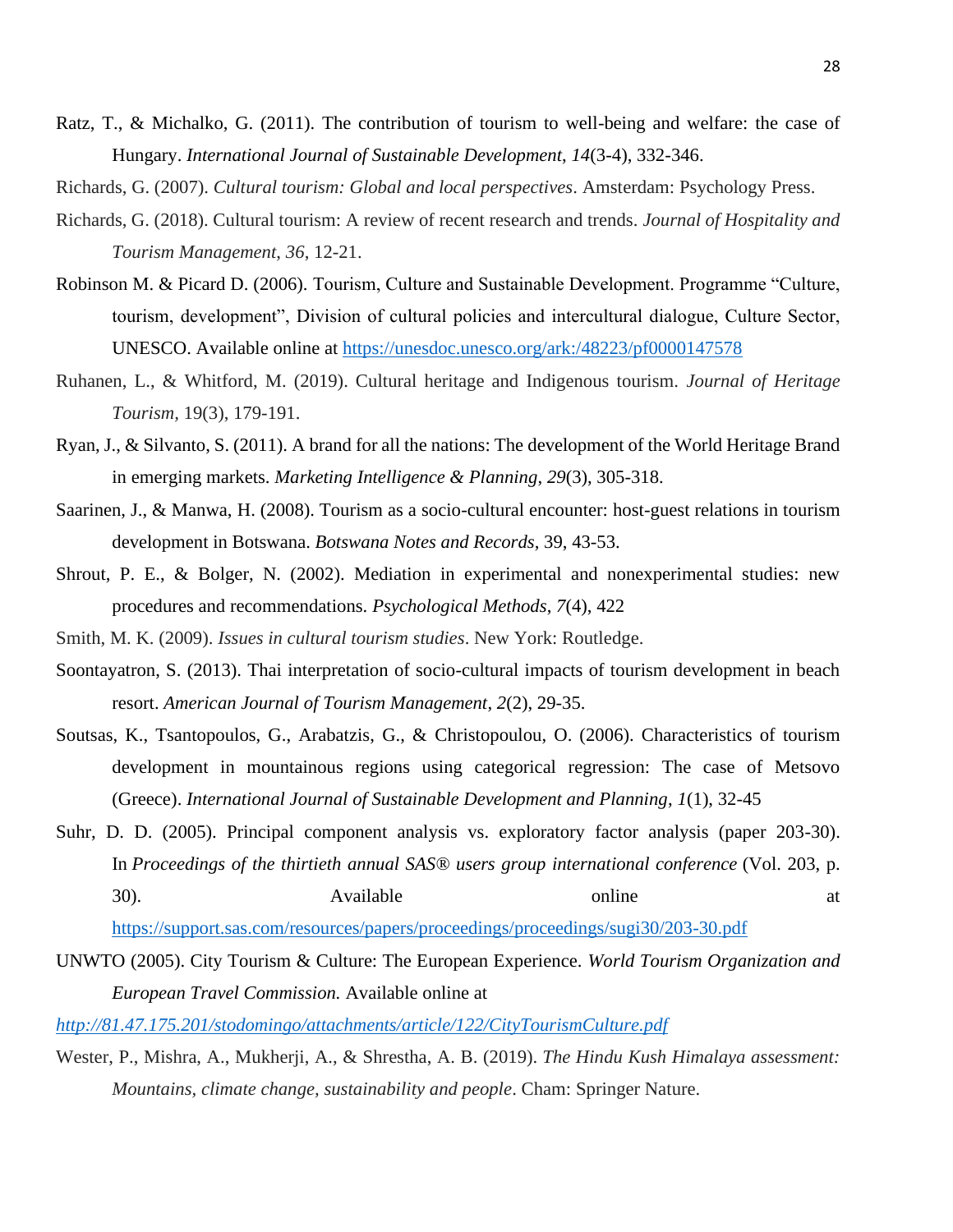Ratz, T., & Michalko, G. (2011). The contribution of tourism to well-being and welfare: the case of Hungary. *International Journal of Sustainable Development*, *14*(3-4), 332-346.

Richards, G. (2007). *Cultural tourism: Global and local perspectives*. Amsterdam: Psychology Press.

Richards, G. (2018). Cultural tourism: A review of recent research and trends. *Journal of Hospitality and Tourism Management*, *36*, 12-21.

Robinson M. & Picard D. (2006). Tourism, Culture and Sustainable Development. Programme "Culture, tourism, development", Division of cultural policies and intercultural dialogue, Culture Sector, UNESCO. Available online at https://unesdoc.unesco.org/ark:/48223/pf0000147578

Ruhanen, L., & Whitford, M. (2019). Cultural heritage and Indigenous tourism. *Journal of Heritage Tourism*, 19(3), 179-191.

Ryan, J., & Silvanto, S. (2011). A brand for all the nations: The development of the World Heritage Brand in emerging markets. *Marketing Intelligence & Planning*, *29*(3), 305-318.

Saarinen, J., & Manwa, H. (2008). Tourism as a socio-cultural encounter: host-guest relations in tourism development in Botswana. *Botswana Notes and Records*, 39, 43-53.

Shrout, P. E., & Bolger, N. (2002). Mediation in experimental and nonexperimental studies: new procedures and recommendations. *Psychological Methods*, *7*(4), 422

Smith, M. K. (2009). *Issues in cultural tourism studies*. New York: Routledge.

Soontayatron, S. (2013). Thai interpretation of socio-cultural impacts of tourism development in beach resort. *American Journal of Tourism Management*, *2*(2), 29-35.

Soutsas, K., Tsantopoulos, G., Arabatzis, G., & Christopoulou, O. (2006). Characteristics of tourism development in mountainous regions using categorical regression: The case of Metsovo (Greece). *International Journal of Sustainable Development and Planning*, *1*(1), 32-45

Suhr, D. D. (2005). Principal component analysis vs. exploratory factor analysis (paper 203-30). In *Proceedings of the thirtieth annual SAS® users group international conference* (Vol. 203, p. 30). Available online at https://support.sas.com/resources/papers/proceedings/proceedings/sugi30/203-30.pdf

UNWTO (2005). City Tourism & Culture: The European Experience. *World Tourism Organization and European Travel Commission.* Available online at *http://81.47.175.201/stodomingo/attachments/article/122/CityTourismCulture.pdf*

Wester, P., Mishra, A., Mukherji, A., & Shrestha, A. B. (2019). *The Hindu Kush Himalaya assessment: Mountains, climate change, sustainability and people*. Cham: Springer Nature.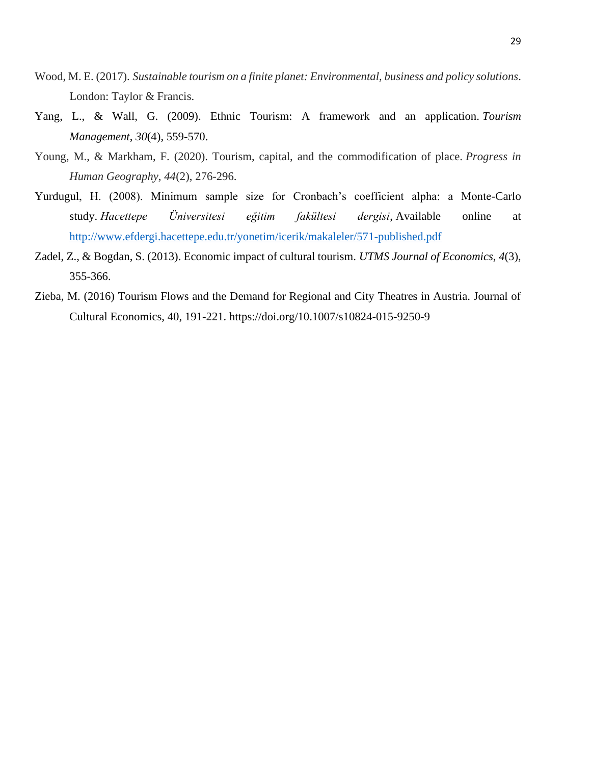Wood, M. E. (2017). *Sustainable tourism on a finite planet: Environmental, business and policy solutions*. London: Taylor & Francis.

Yang, L., & Wall, G. (2009). Ethnic Tourism: A framework and an application. *Tourism Management*, *30*(4), 559-570.

Young, M., & Markham, F. (2020). Tourism, capital, and the commodification of place. *Progress in Human Geography*, *44*(2), 276-296.

Yurdugul, H. (2008). Minimum sample size for Cronbach's coefficient alpha: a Monte-Carlo study. *Hacettepe Üniversitesi eğitim fakültesi dergisi*, Available online at http://www.efdergi.hacettepe.edu.tr/yonetim/icerik/makaleler/571-published.pdf

Zadel, Z., & Bogdan, S. (2013). Economic impact of cultural tourism. *UTMS Journal of Economics*, *4*(3), 355-366.

Zieba, M. (2016) Tourism Flows and the Demand for Regional and City Theatres in Austria. Journal of Cultural Economics, 40, 191-221. https://doi.org/10.1007/s10824-015-9250-9